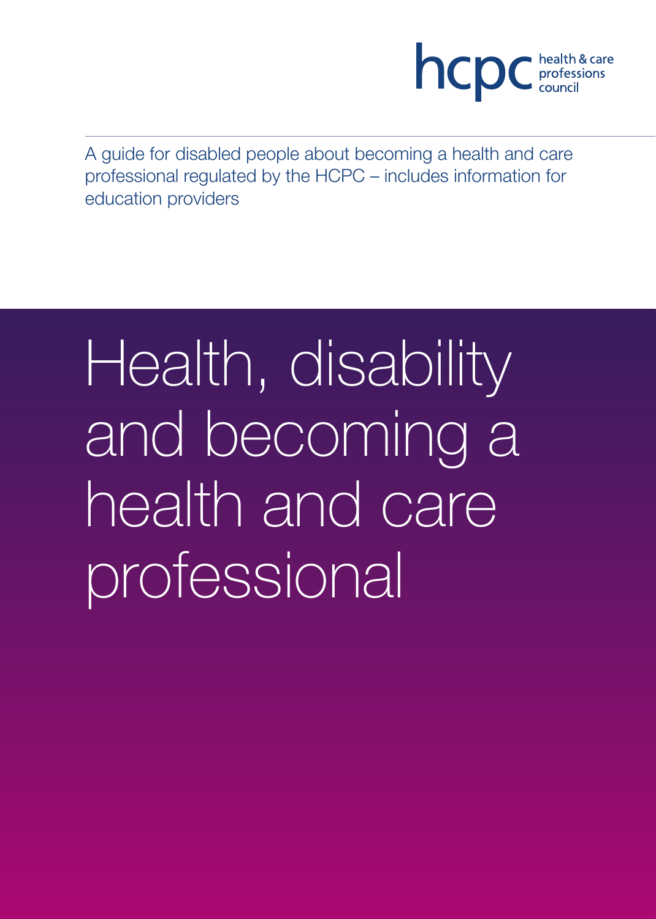hcpc health & care professions council

A guide for disabled people about becoming a health and care professional regulated by the HCPC – includes information for education providers

# Health, disability and becoming a health and care professional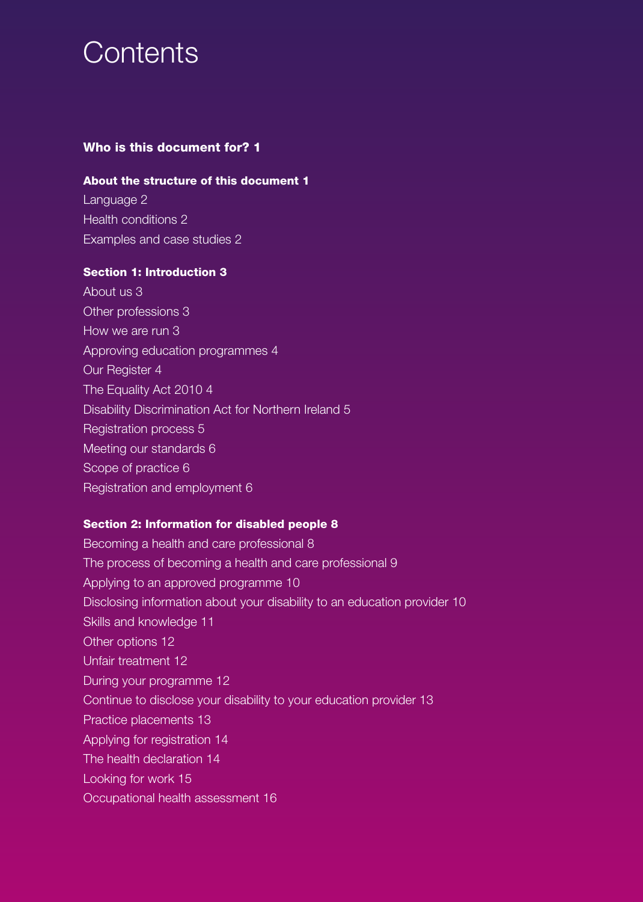# Contents

**Who is this document for? 1**

**About the structure of this document 1**

Language 2
Health conditions 2
Examples and case studies 2

**Section 1: Introduction 3**

About us 3
Other professions 3
How we are run 3
Approving education programmes 4
Our Register 4
The Equality Act 2010 4
Disability Discrimination Act for Northern Ireland 5
Registration process 5
Meeting our standards 6
Scope of practice 6
Registration and employment 6

**Section 2: Information for disabled people 8**

Becoming a health and care professional 8
The process of becoming a health and care professional 9
Applying to an approved programme 10
Disclosing information about your disability to an education provider 10
Skills and knowledge 11
Other options 12
Unfair treatment 12
During your programme 12
Continue to disclose your disability to your education provider 13
Practice placements 13
Applying for registration 14
The health declaration 14
Looking for work 15
Occupational health assessment 16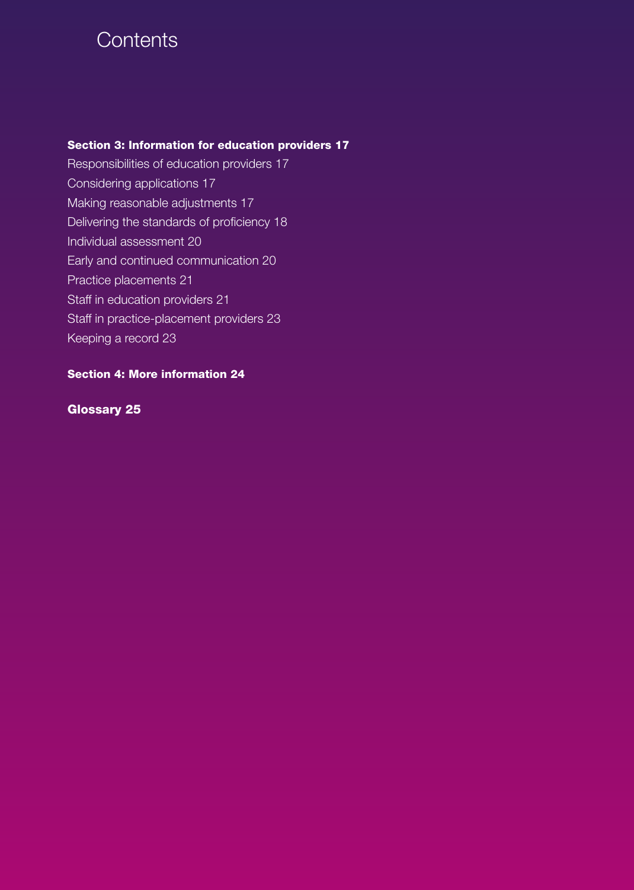# Contents

**Section 3: Information for education providers 17**

Responsibilities of education providers 17
Considering applications 17
Making reasonable adjustments 17
Delivering the standards of proficiency 18
Individual assessment 20
Early and continued communication 20
Practice placements 21
Staff in education providers 21
Staff in practice-placement providers 23
Keeping a record 23

**Section 4: More information 24**

**Glossary 25**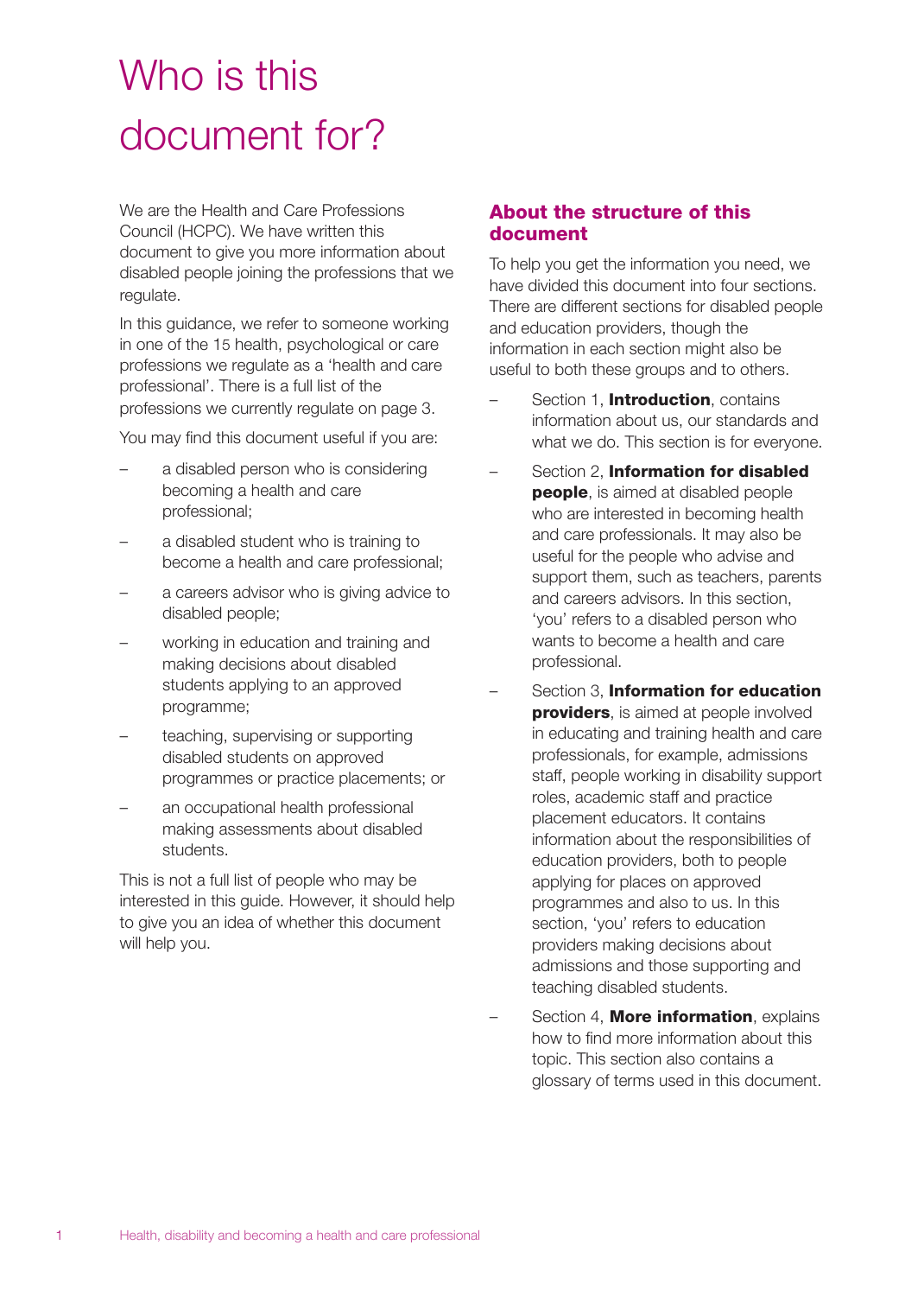# Who is this document for?

We are the Health and Care Professions Council (HCPC). We have written this document to give you more information about disabled people joining the professions that we regulate.

In this guidance, we refer to someone working in one of the 15 health, psychological or care professions we regulate as a 'health and care professional'. There is a full list of the professions we currently regulate on page 3.

You may find this document useful if you are:

- a disabled person who is considering becoming a health and care professional;
- a disabled student who is training to become a health and care professional;
- a careers advisor who is giving advice to disabled people;
- working in education and training and making decisions about disabled students applying to an approved programme;
- teaching, supervising or supporting disabled students on approved programmes or practice placements; or
- an occupational health professional making assessments about disabled students.

This is not a full list of people who may be interested in this guide. However, it should help to give you an idea of whether this document will help you.

## About the structure of this document

To help you get the information you need, we have divided this document into four sections. There are different sections for disabled people and education providers, though the information in each section might also be useful to both these groups and to others.

- Section 1, **Introduction**, contains information about us, our standards and what we do. This section is for everyone.
- Section 2, **Information for disabled people**, is aimed at disabled people who are interested in becoming health and care professionals. It may also be useful for the people who advise and support them, such as teachers, parents and careers advisors. In this section, 'you' refers to a disabled person who wants to become a health and care professional.
- Section 3, **Information for education providers**, is aimed at people involved in educating and training health and care professionals, for example, admissions staff, people working in disability support roles, academic staff and practice placement educators. It contains information about the responsibilities of education providers, both to people applying for places on approved programmes and also to us. In this section, 'you' refers to education providers making decisions about admissions and those supporting and teaching disabled students.
- Section 4, **More information**, explains how to find more information about this topic. This section also contains a glossary of terms used in this document.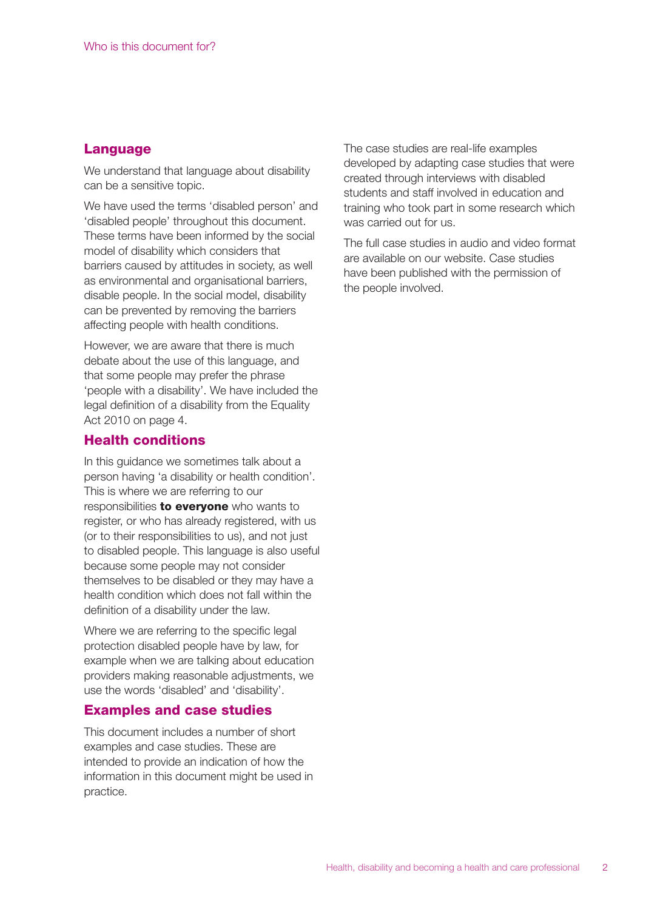## Language

We understand that language about disability can be a sensitive topic.

We have used the terms 'disabled person' and 'disabled people' throughout this document. These terms have been informed by the social model of disability which considers that barriers caused by attitudes in society, as well as environmental and organisational barriers, disable people. In the social model, disability can be prevented by removing the barriers affecting people with health conditions.

However, we are aware that there is much debate about the use of this language, and that some people may prefer the phrase 'people with a disability'. We have included the legal definition of a disability from the Equality Act 2010 on page 4.

## Health conditions

In this guidance we sometimes talk about a person having 'a disability or health condition'. This is where we are referring to our responsibilities **to everyone** who wants to register, or who has already registered, with us (or to their responsibilities to us), and not just to disabled people. This language is also useful because some people may not consider themselves to be disabled or they may have a health condition which does not fall within the definition of a disability under the law.

Where we are referring to the specific legal protection disabled people have by law, for example when we are talking about education providers making reasonable adjustments, we use the words 'disabled' and 'disability'.

## Examples and case studies

This document includes a number of short examples and case studies. These are intended to provide an indication of how the information in this document might be used in practice.

The case studies are real-life examples developed by adapting case studies that were created through interviews with disabled students and staff involved in education and training who took part in some research which was carried out for us.

The full case studies in audio and video format are available on our website. Case studies have been published with the permission of the people involved.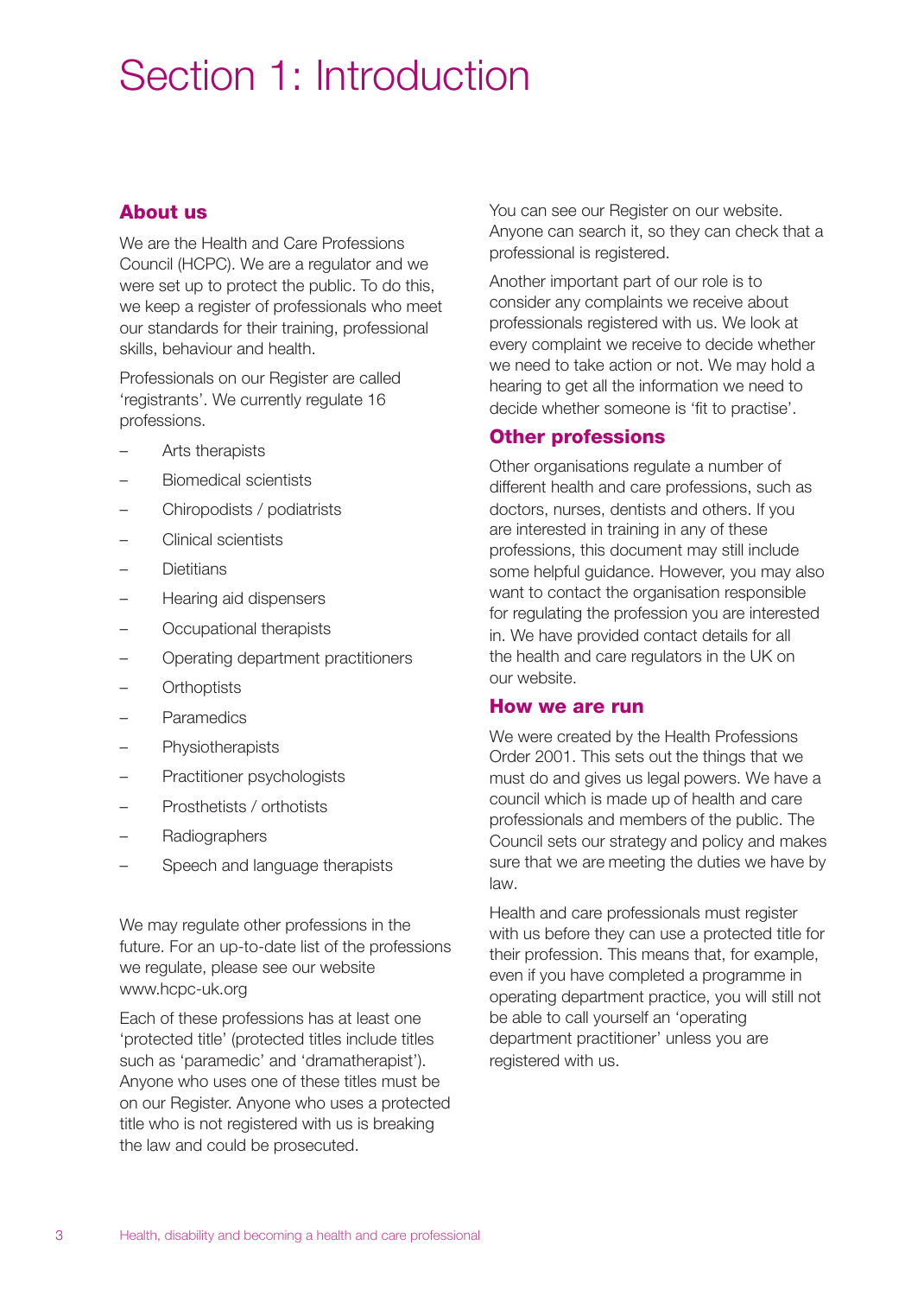# Section 1: Introduction

## About us

We are the Health and Care Professions Council (HCPC). We are a regulator and we were set up to protect the public. To do this, we keep a register of professionals who meet our standards for their training, professional skills, behaviour and health.

Professionals on our Register are called 'registrants'. We currently regulate 16 professions.

- Arts therapists
- Biomedical scientists
- Chiropodists / podiatrists
- Clinical scientists
- Dietitians
- Hearing aid dispensers
- Occupational therapists
- Operating department practitioners
- Orthoptists
- Paramedics
- Physiotherapists
- Practitioner psychologists
- Prosthetists / orthotists
- Radiographers
- Speech and language therapists

We may regulate other professions in the future. For an up-to-date list of the professions we regulate, please see our website www.hcpc-uk.org

Each of these professions has at least one 'protected title' (protected titles include titles such as 'paramedic' and 'dramatherapist'). Anyone who uses one of these titles must be on our Register. Anyone who uses a protected title who is not registered with us is breaking the law and could be prosecuted.

You can see our Register on our website. Anyone can search it, so they can check that a professional is registered.

Another important part of our role is to consider any complaints we receive about professionals registered with us. We look at every complaint we receive to decide whether we need to take action or not. We may hold a hearing to get all the information we need to decide whether someone is 'fit to practise'.

## Other professions

Other organisations regulate a number of different health and care professions, such as doctors, nurses, dentists and others. If you are interested in training in any of these professions, this document may still include some helpful guidance. However, you may also want to contact the organisation responsible for regulating the profession you are interested in. We have provided contact details for all the health and care regulators in the UK on our website.

## How we are run

We were created by the Health Professions Order 2001. This sets out the things that we must do and gives us legal powers. We have a council which is made up of health and care professionals and members of the public. The Council sets our strategy and policy and makes sure that we are meeting the duties we have by law.

Health and care professionals must register with us before they can use a protected title for their profession. This means that, for example, even if you have completed a programme in operating department practice, you will still not be able to call yourself an 'operating department practitioner' unless you are registered with us.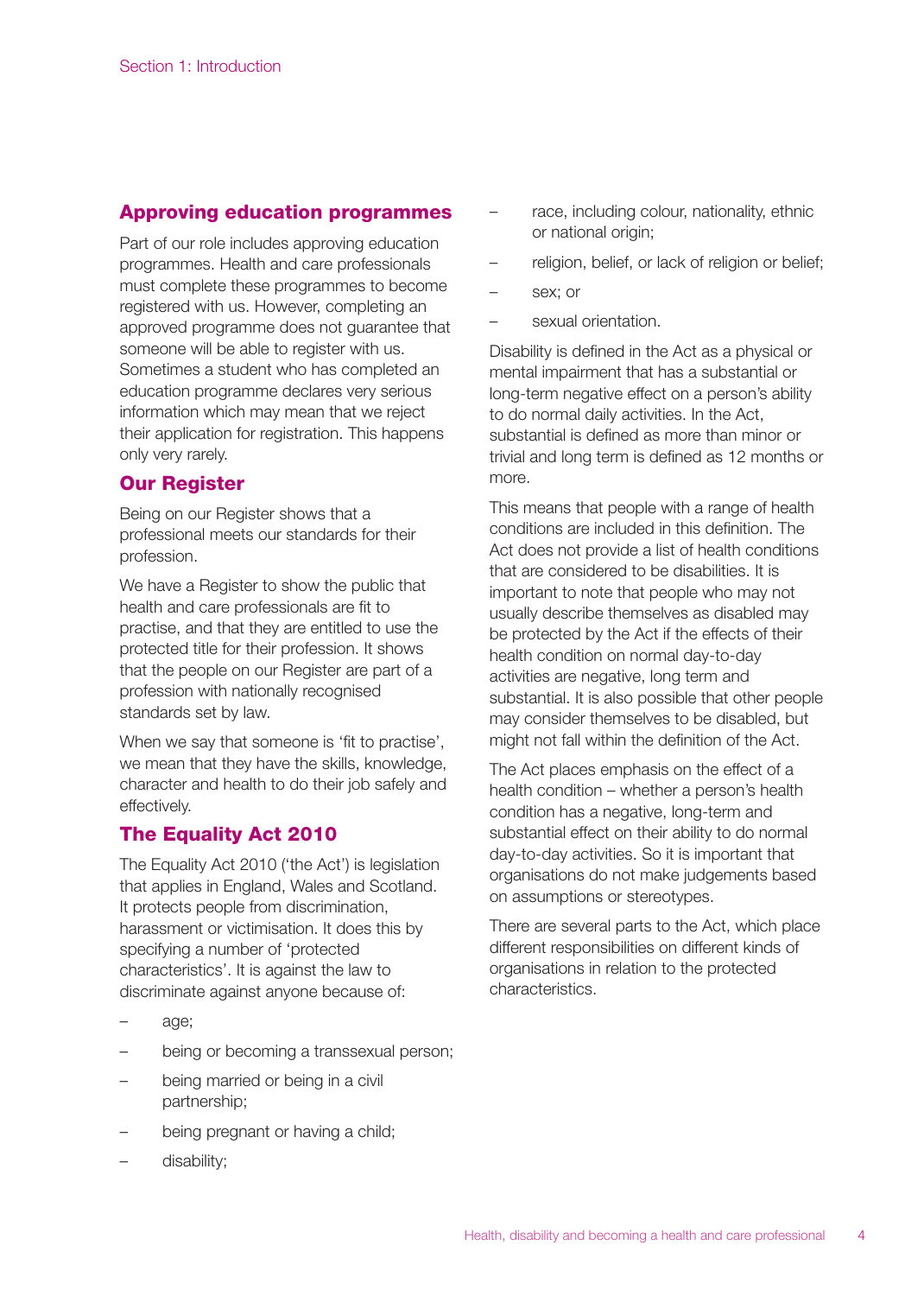## Approving education programmes

Part of our role includes approving education programmes. Health and care professionals must complete these programmes to become registered with us. However, completing an approved programme does not guarantee that someone will be able to register with us. Sometimes a student who has completed an education programme declares very serious information which may mean that we reject their application for registration. This happens only very rarely.

## Our Register

Being on our Register shows that a professional meets our standards for their profession.

We have a Register to show the public that health and care professionals are fit to practise, and that they are entitled to use the protected title for their profession. It shows that the people on our Register are part of a profession with nationally recognised standards set by law.

When we say that someone is 'fit to practise', we mean that they have the skills, knowledge, character and health to do their job safely and effectively.

## The Equality Act 2010

The Equality Act 2010 ('the Act') is legislation that applies in England, Wales and Scotland. It protects people from discrimination, harassment or victimisation. It does this by specifying a number of 'protected characteristics'. It is against the law to discriminate against anyone because of:

- age;
- being or becoming a transsexual person;
- being married or being in a civil partnership;
- being pregnant or having a child;
- disability;
- race, including colour, nationality, ethnic or national origin;
- religion, belief, or lack of religion or belief;
- sex; or
- sexual orientation.

Disability is defined in the Act as a physical or mental impairment that has a substantial or long-term negative effect on a person's ability to do normal daily activities. In the Act, substantial is defined as more than minor or trivial and long term is defined as 12 months or more.

This means that people with a range of health conditions are included in this definition. The Act does not provide a list of health conditions that are considered to be disabilities. It is important to note that people who may not usually describe themselves as disabled may be protected by the Act if the effects of their health condition on normal day-to-day activities are negative, long term and substantial. It is also possible that other people may consider themselves to be disabled, but might not fall within the definition of the Act.

The Act places emphasis on the effect of a health condition – whether a person's health condition has a negative, long-term and substantial effect on their ability to do normal day-to-day activities. So it is important that organisations do not make judgements based on assumptions or stereotypes.

There are several parts to the Act, which place different responsibilities on different kinds of organisations in relation to the protected characteristics.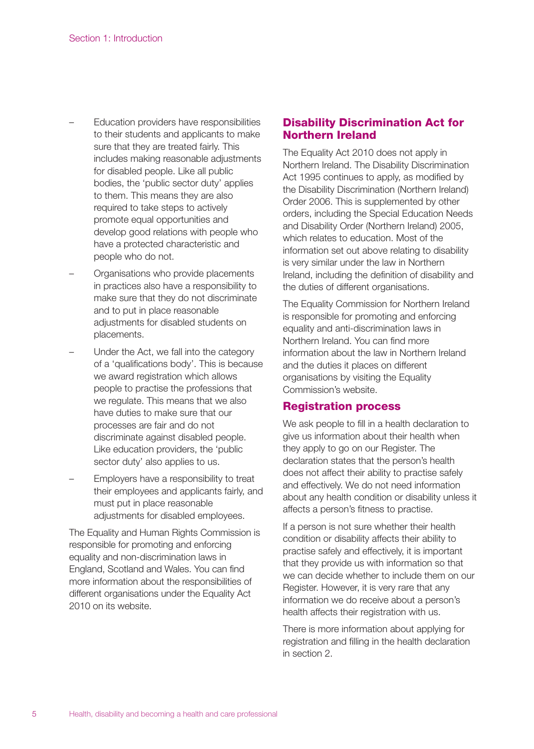- Education providers have responsibilities to their students and applicants to make sure that they are treated fairly. This includes making reasonable adjustments for disabled people. Like all public bodies, the 'public sector duty' applies to them. This means they are also required to take steps to actively promote equal opportunities and develop good relations with people who have a protected characteristic and people who do not.
- Organisations who provide placements in practices also have a responsibility to make sure that they do not discriminate and to put in place reasonable adjustments for disabled students on placements.
- Under the Act, we fall into the category of a 'qualifications body'. This is because we award registration which allows people to practise the professions that we regulate. This means that we also have duties to make sure that our processes are fair and do not discriminate against disabled people. Like education providers, the 'public sector duty' also applies to us.
- Employers have a responsibility to treat their employees and applicants fairly, and must put in place reasonable adjustments for disabled employees.

The Equality and Human Rights Commission is responsible for promoting and enforcing equality and non-discrimination laws in England, Scotland and Wales. You can find more information about the responsibilities of different organisations under the Equality Act 2010 on its website.

## Disability Discrimination Act for Northern Ireland

The Equality Act 2010 does not apply in Northern Ireland. The Disability Discrimination Act 1995 continues to apply, as modified by the Disability Discrimination (Northern Ireland) Order 2006. This is supplemented by other orders, including the Special Education Needs and Disability Order (Northern Ireland) 2005, which relates to education. Most of the information set out above relating to disability is very similar under the law in Northern Ireland, including the definition of disability and the duties of different organisations.

The Equality Commission for Northern Ireland is responsible for promoting and enforcing equality and anti-discrimination laws in Northern Ireland. You can find more information about the law in Northern Ireland and the duties it places on different organisations by visiting the Equality Commission's website.

## Registration process

We ask people to fill in a health declaration to give us information about their health when they apply to go on our Register. The declaration states that the person's health does not affect their ability to practise safely and effectively. We do not need information about any health condition or disability unless it affects a person's fitness to practise.

If a person is not sure whether their health condition or disability affects their ability to practise safely and effectively, it is important that they provide us with information so that we can decide whether to include them on our Register. However, it is very rare that any information we do receive about a person's health affects their registration with us.

There is more information about applying for registration and filling in the health declaration in section 2.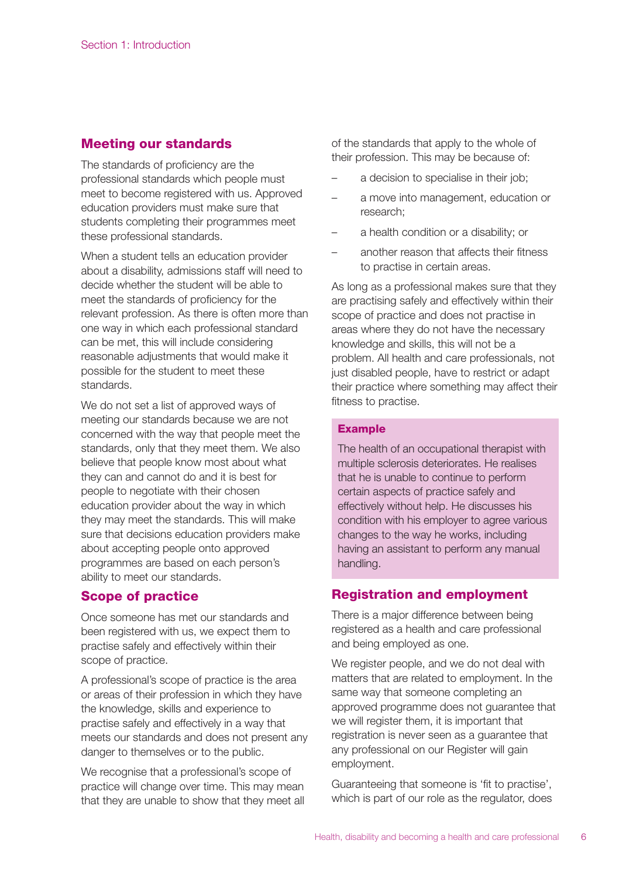## Meeting our standards

The standards of proficiency are the professional standards which people must meet to become registered with us. Approved education providers must make sure that students completing their programmes meet these professional standards.

When a student tells an education provider about a disability, admissions staff will need to decide whether the student will be able to meet the standards of proficiency for the relevant profession. As there is often more than one way in which each professional standard can be met, this will include considering reasonable adjustments that would make it possible for the student to meet these standards.

We do not set a list of approved ways of meeting our standards because we are not concerned with the way that people meet the standards, only that they meet them. We also believe that people know most about what they can and cannot do and it is best for people to negotiate with their chosen education provider about the way in which they may meet the standards. This will make sure that decisions education providers make about accepting people onto approved programmes are based on each person's ability to meet our standards.

## Scope of practice

Once someone has met our standards and been registered with us, we expect them to practise safely and effectively within their scope of practice.

A professional's scope of practice is the area or areas of their profession in which they have the knowledge, skills and experience to practise safely and effectively in a way that meets our standards and does not present any danger to themselves or to the public.

We recognise that a professional's scope of practice will change over time. This may mean that they are unable to show that they meet all of the standards that apply to the whole of their profession. This may be because of:

- a decision to specialise in their job;
- a move into management, education or research;
- a health condition or a disability; or
- another reason that affects their fitness to practise in certain areas.

As long as a professional makes sure that they are practising safely and effectively within their scope of practice and does not practise in areas where they do not have the necessary knowledge and skills, this will not be a problem. All health and care professionals, not just disabled people, have to restrict or adapt their practice where something may affect their fitness to practise.

**Example**

The health of an occupational therapist with multiple sclerosis deteriorates. He realises that he is unable to continue to perform certain aspects of practice safely and effectively without help. He discusses his condition with his employer to agree various changes to the way he works, including having an assistant to perform any manual handling.

## Registration and employment

There is a major difference between being registered as a health and care professional and being employed as one.

We register people, and we do not deal with matters that are related to employment. In the same way that someone completing an approved programme does not guarantee that we will register them, it is important that registration is never seen as a guarantee that any professional on our Register will gain employment.

Guaranteeing that someone is 'fit to practise', which is part of our role as the regulator, does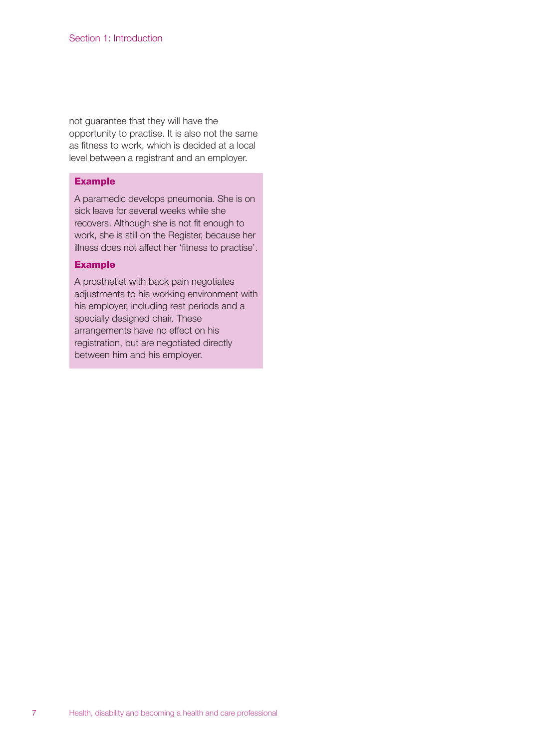not guarantee that they will have the opportunity to practise. It is also not the same as fitness to work, which is decided at a local level between a registrant and an employer.

**Example**

A paramedic develops pneumonia. She is on sick leave for several weeks while she recovers. Although she is not fit enough to work, she is still on the Register, because her illness does not affect her 'fitness to practise'.

**Example**

A prosthetist with back pain negotiates adjustments to his working environment with his employer, including rest periods and a specially designed chair. These arrangements have no effect on his registration, but are negotiated directly between him and his employer.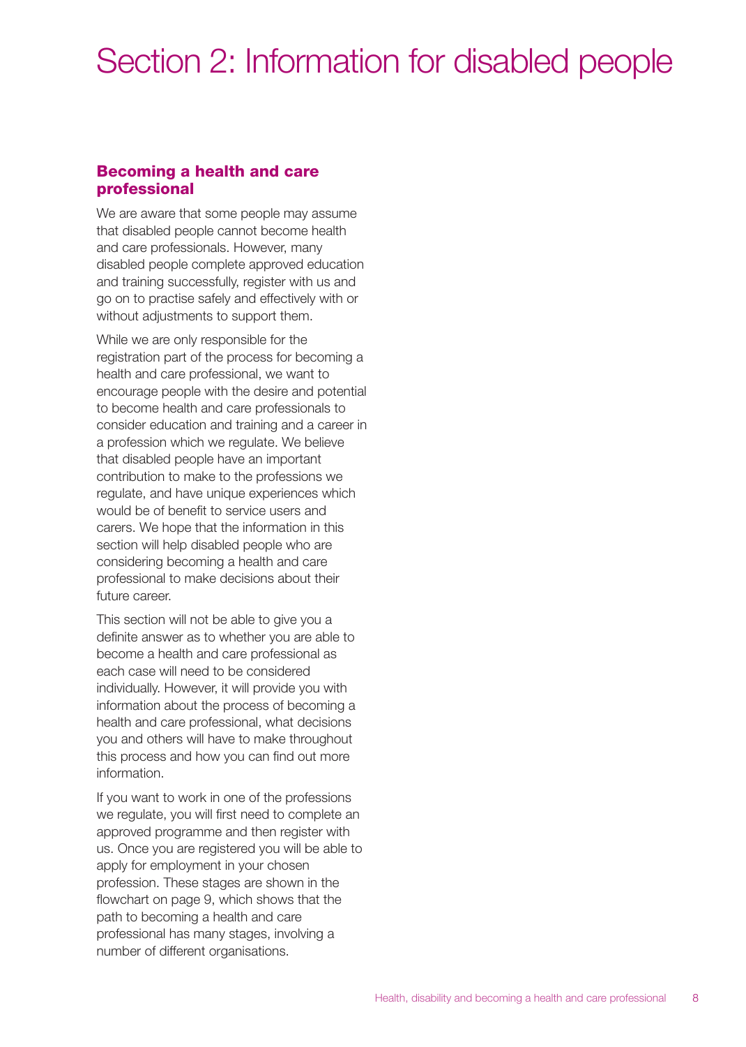# Section 2: Information for disabled people

## Becoming a health and care professional

We are aware that some people may assume that disabled people cannot become health and care professionals. However, many disabled people complete approved education and training successfully, register with us and go on to practise safely and effectively with or without adjustments to support them.

While we are only responsible for the registration part of the process for becoming a health and care professional, we want to encourage people with the desire and potential to become health and care professionals to consider education and training and a career in a profession which we regulate. We believe that disabled people have an important contribution to make to the professions we regulate, and have unique experiences which would be of benefit to service users and carers. We hope that the information in this section will help disabled people who are considering becoming a health and care professional to make decisions about their future career.

This section will not be able to give you a definite answer as to whether you are able to become a health and care professional as each case will need to be considered individually. However, it will provide you with information about the process of becoming a health and care professional, what decisions you and others will have to make throughout this process and how you can find out more information.

If you want to work in one of the professions we regulate, you will first need to complete an approved programme and then register with us. Once you are registered you will be able to apply for employment in your chosen profession. These stages are shown in the flowchart on page 9, which shows that the path to becoming a health and care professional has many stages, involving a number of different organisations.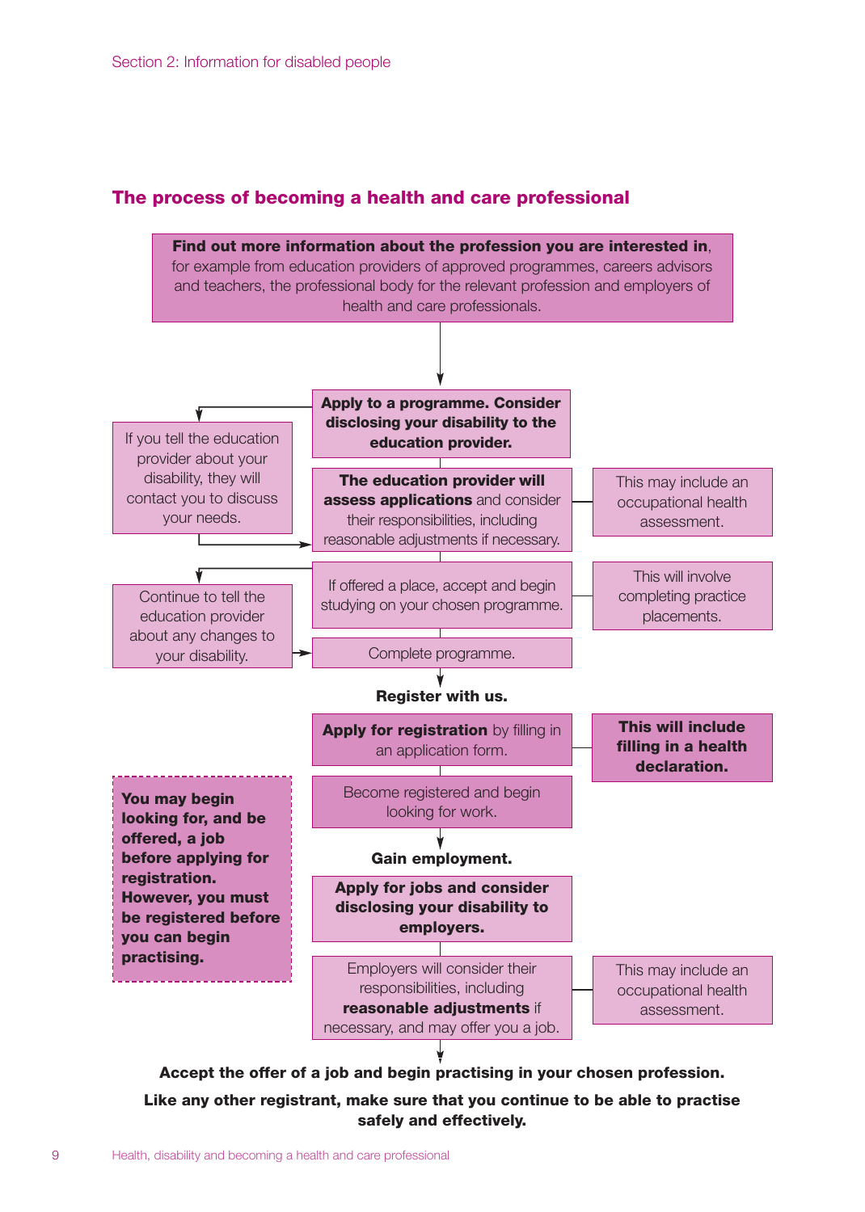## The process of becoming a health and care professional

**Find out more information about the profession you are interested in**, for example from education providers of approved programmes, careers advisors and teachers, the professional body for the relevant profession and employers of health and care professionals.

**Apply to a programme. Consider disclosing your disability to the education provider.**

If you tell the education provider about your disability, they will contact you to discuss your needs.

**The education provider will assess applications** and consider their responsibilities, including reasonable adjustments if necessary.

This may include an occupational health assessment.

If offered a place, accept and begin studying on your chosen programme.

This will involve completing practice placements.

Continue to tell the education provider about any changes to your disability.

Complete programme.

**Register with us.**

**Apply for registration** by filling in an application form.

**This will include filling in a health declaration.**

Become registered and begin looking for work.

**You may begin looking for, and be offered, a job before applying for registration. However, you must be registered before you can begin practising.**

**Gain employment.**

**Apply for jobs and consider disclosing your disability to employers.**

Employers will consider their responsibilities, including **reasonable adjustments** if necessary, and may offer you a job.

This may include an occupational health assessment.

**Accept the offer of a job and begin practising in your chosen profession.**

**Like any other registrant, make sure that you continue to be able to practise safely and effectively.**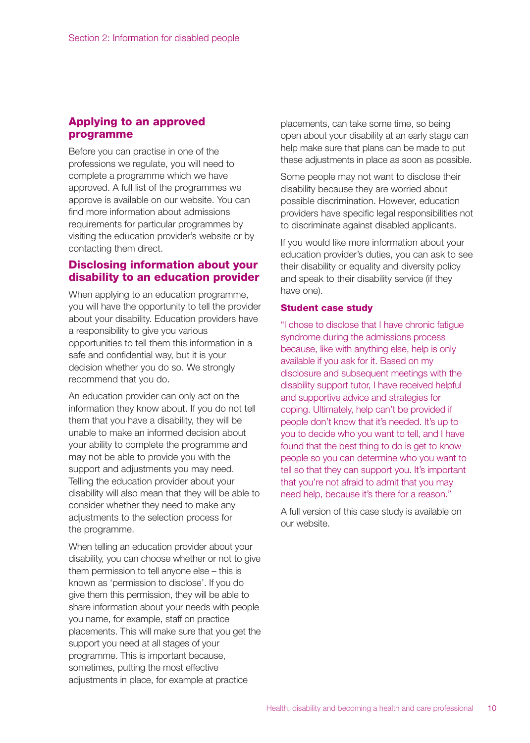## Applying to an approved programme

Before you can practise in one of the professions we regulate, you will need to complete a programme which we have approved. A full list of the programmes we approve is available on our website. You can find more information about admissions requirements for particular programmes by visiting the education provider's website or by contacting them direct.

## Disclosing information about your disability to an education provider

When applying to an education programme, you will have the opportunity to tell the provider about your disability. Education providers have a responsibility to give you various opportunities to tell them this information in a safe and confidential way, but it is your decision whether you do so. We strongly recommend that you do.

An education provider can only act on the information they know about. If you do not tell them that you have a disability, they will be unable to make an informed decision about your ability to complete the programme and may not be able to provide you with the support and adjustments you may need. Telling the education provider about your disability will also mean that they will be able to consider whether they need to make any adjustments to the selection process for the programme.

When telling an education provider about your disability, you can choose whether or not to give them permission to tell anyone else – this is known as 'permission to disclose'. If you do give them this permission, they will be able to share information about your needs with people you name, for example, staff on practice placements. This will make sure that you get the support you need at all stages of your programme. This is important because, sometimes, putting the most effective adjustments in place, for example at practice placements, can take some time, so being open about your disability at an early stage can help make sure that plans can be made to put these adjustments in place as soon as possible.

Some people may not want to disclose their disability because they are worried about possible discrimination. However, education providers have specific legal responsibilities not to discriminate against disabled applicants.

If you would like more information about your education provider's duties, you can ask to see their disability or equality and diversity policy and speak to their disability service (if they have one).

### Student case study

"I chose to disclose that I have chronic fatigue syndrome during the admissions process because, like with anything else, help is only available if you ask for it. Based on my disclosure and subsequent meetings with the disability support tutor, I have received helpful and supportive advice and strategies for coping. Ultimately, help can't be provided if people don't know that it's needed. It's up to you to decide who you want to tell, and I have found that the best thing to do is get to know people so you can determine who you want to tell so that they can support you. It's important that you're not afraid to admit that you may need help, because it's there for a reason."

A full version of this case study is available on our website.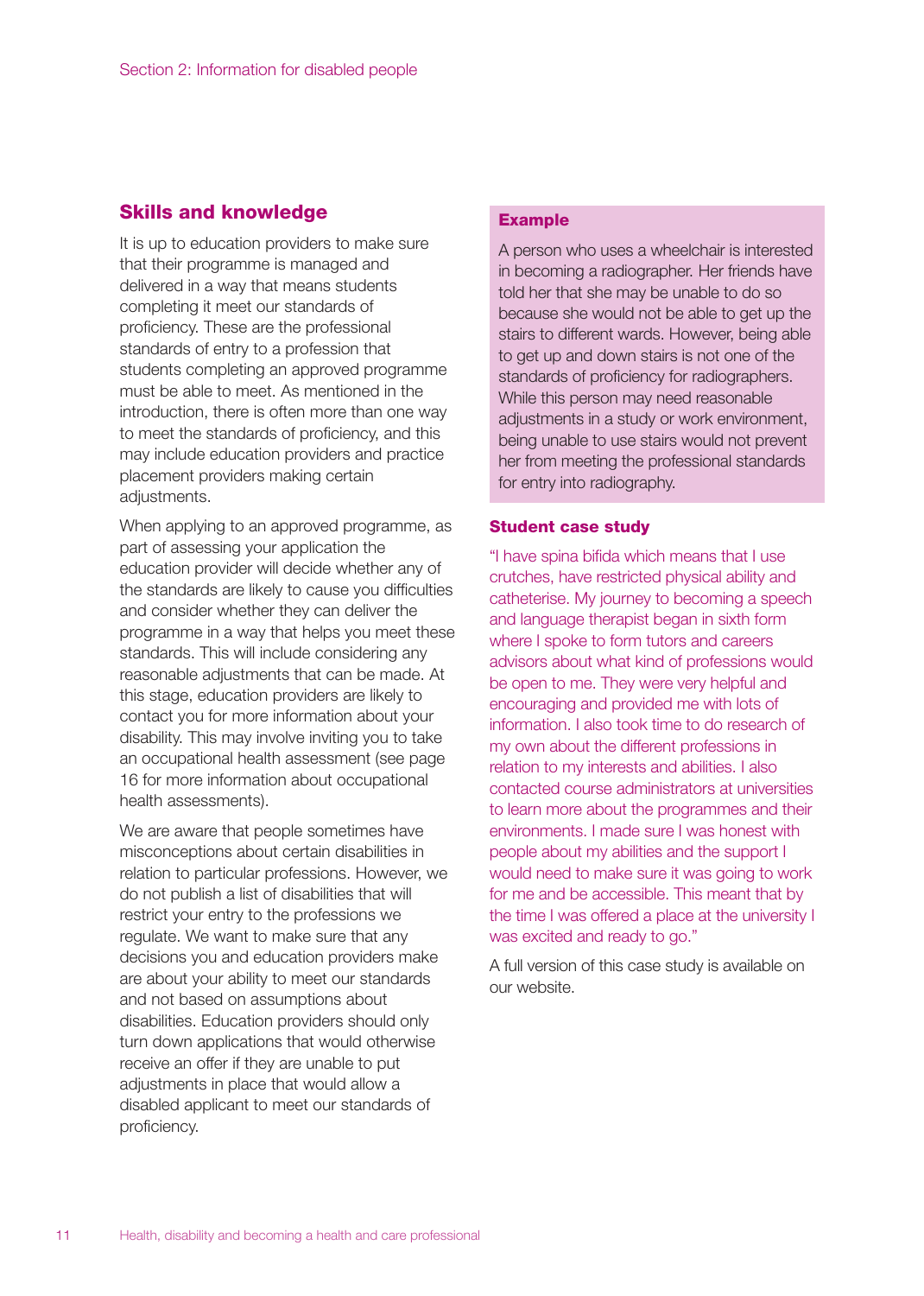## Skills and knowledge

It is up to education providers to make sure that their programme is managed and delivered in a way that means students completing it meet our standards of proficiency. These are the professional standards of entry to a profession that students completing an approved programme must be able to meet. As mentioned in the introduction, there is often more than one way to meet the standards of proficiency, and this may include education providers and practice placement providers making certain adjustments.

When applying to an approved programme, as part of assessing your application the education provider will decide whether any of the standards are likely to cause you difficulties and consider whether they can deliver the programme in a way that helps you meet these standards. This will include considering any reasonable adjustments that can be made. At this stage, education providers are likely to contact you for more information about your disability. This may involve inviting you to take an occupational health assessment (see page 16 for more information about occupational health assessments).

We are aware that people sometimes have misconceptions about certain disabilities in relation to particular professions. However, we do not publish a list of disabilities that will restrict your entry to the professions we regulate. We want to make sure that any decisions you and education providers make are about your ability to meet our standards and not based on assumptions about disabilities. Education providers should only turn down applications that would otherwise receive an offer if they are unable to put adjustments in place that would allow a disabled applicant to meet our standards of proficiency.

### Example

A person who uses a wheelchair is interested in becoming a radiographer. Her friends have told her that she may be unable to do so because she would not be able to get up the stairs to different wards. However, being able to get up and down stairs is not one of the standards of proficiency for radiographers. While this person may need reasonable adjustments in a study or work environment, being unable to use stairs would not prevent her from meeting the professional standards for entry into radiography.

### Student case study

"I have spina bifida which means that I use crutches, have restricted physical ability and catheterise. My journey to becoming a speech and language therapist began in sixth form where I spoke to form tutors and careers advisors about what kind of professions would be open to me. They were very helpful and encouraging and provided me with lots of information. I also took time to do research of my own about the different professions in relation to my interests and abilities. I also contacted course administrators at universities to learn more about the programmes and their environments. I made sure I was honest with people about my abilities and the support I would need to make sure it was going to work for me and be accessible. This meant that by the time I was offered a place at the university I was excited and ready to go."

A full version of this case study is available on our website.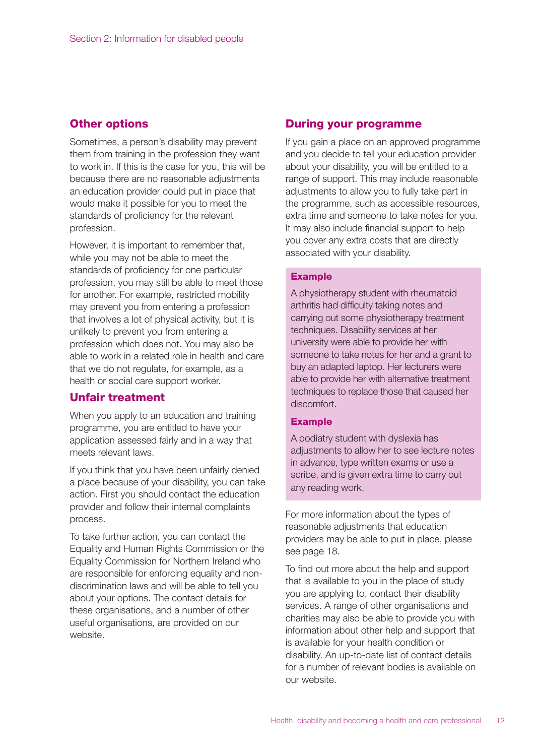## Other options

Sometimes, a person's disability may prevent them from training in the profession they want to work in. If this is the case for you, this will be because there are no reasonable adjustments an education provider could put in place that would make it possible for you to meet the standards of proficiency for the relevant profession.

However, it is important to remember that, while you may not be able to meet the standards of proficiency for one particular profession, you may still be able to meet those for another. For example, restricted mobility may prevent you from entering a profession that involves a lot of physical activity, but it is unlikely to prevent you from entering a profession which does not. You may also be able to work in a related role in health and care that we do not regulate, for example, as a health or social care support worker.

## Unfair treatment

When you apply to an education and training programme, you are entitled to have your application assessed fairly and in a way that meets relevant laws.

If you think that you have been unfairly denied a place because of your disability, you can take action. First you should contact the education provider and follow their internal complaints process.

To take further action, you can contact the Equality and Human Rights Commission or the Equality Commission for Northern Ireland who are responsible for enforcing equality and non-discrimination laws and will be able to tell you about your options. The contact details for these organisations, and a number of other useful organisations, are provided on our website.

## During your programme

If you gain a place on an approved programme and you decide to tell your education provider about your disability, you will be entitled to a range of support. This may include reasonable adjustments to allow you to fully take part in the programme, such as accessible resources, extra time and someone to take notes for you. It may also include financial support to help you cover any extra costs that are directly associated with your disability.

### Example

A physiotherapy student with rheumatoid arthritis had difficulty taking notes and carrying out some physiotherapy treatment techniques. Disability services at her university were able to provide her with someone to take notes for her and a grant to buy an adapted laptop. Her lecturers were able to provide her with alternative treatment techniques to replace those that caused her discomfort.

### Example

A podiatry student with dyslexia has adjustments to allow her to see lecture notes in advance, type written exams or use a scribe, and is given extra time to carry out any reading work.

For more information about the types of reasonable adjustments that education providers may be able to put in place, please see page 18.

To find out more about the help and support that is available to you in the place of study you are applying to, contact their disability services. A range of other organisations and charities may also be able to provide you with information about other help and support that is available for your health condition or disability. An up-to-date list of contact details for a number of relevant bodies is available on our website.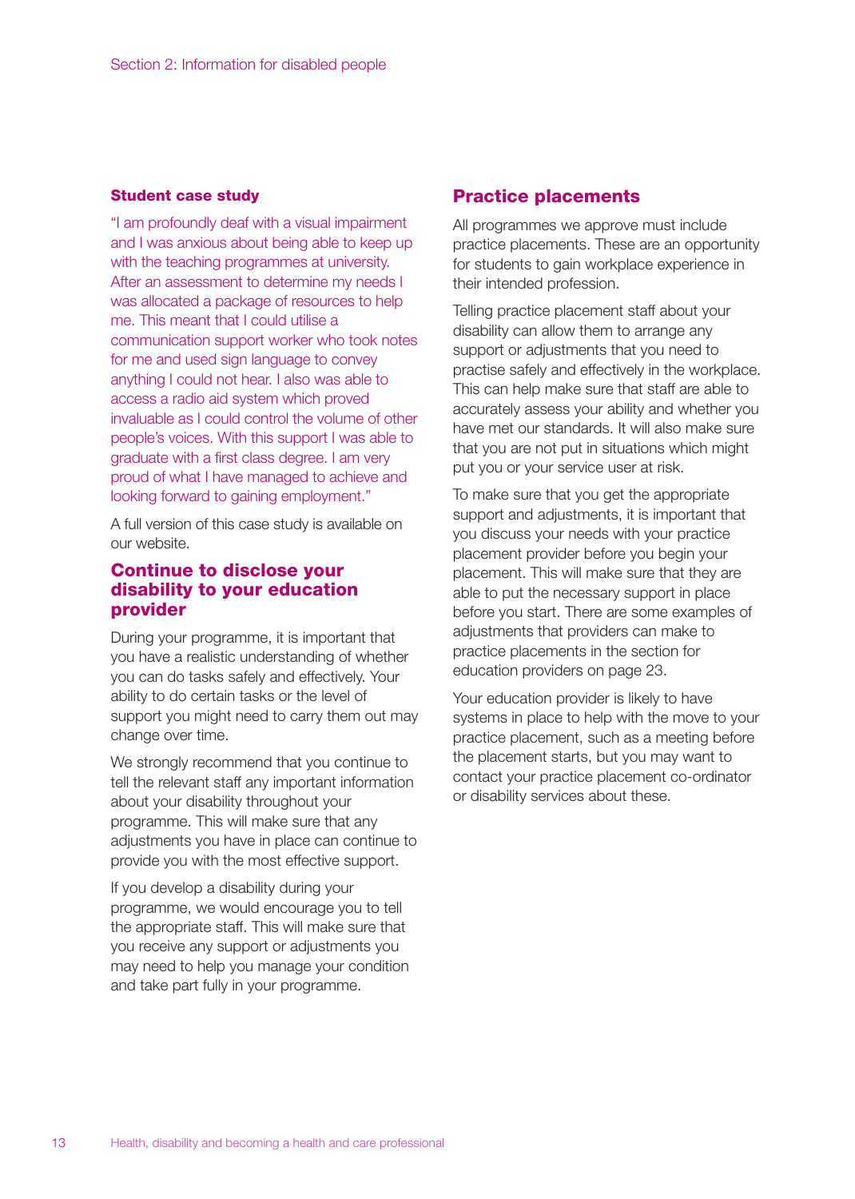### Student case study

"I am profoundly deaf with a visual impairment and I was anxious about being able to keep up with the teaching programmes at university. After an assessment to determine my needs I was allocated a package of resources to help me. This meant that I could utilise a communication support worker who took notes for me and used sign language to convey anything I could not hear. I also was able to access a radio aid system which proved invaluable as I could control the volume of other people's voices. With this support I was able to graduate with a first class degree. I am very proud of what I have managed to achieve and looking forward to gaining employment."

A full version of this case study is available on our website.

## Continue to disclose your disability to your education provider

During your programme, it is important that you have a realistic understanding of whether you can do tasks safely and effectively. Your ability to do certain tasks or the level of support you might need to carry them out may change over time.

We strongly recommend that you continue to tell the relevant staff any important information about your disability throughout your programme. This will make sure that any adjustments you have in place can continue to provide you with the most effective support.

If you develop a disability during your programme, we would encourage you to tell the appropriate staff. This will make sure that you receive any support or adjustments you may need to help you manage your condition and take part fully in your programme.

## Practice placements

All programmes we approve must include practice placements. These are an opportunity for students to gain workplace experience in their intended profession.

Telling practice placement staff about your disability can allow them to arrange any support or adjustments that you need to practise safely and effectively in the workplace. This can help make sure that staff are able to accurately assess your ability and whether you have met our standards. It will also make sure that you are not put in situations which might put you or your service user at risk.

To make sure that you get the appropriate support and adjustments, it is important that you discuss your needs with your practice placement provider before you begin your placement. This will make sure that they are able to put the necessary support in place before you start. There are some examples of adjustments that providers can make to practice placements in the section for education providers on page 23.

Your education provider is likely to have systems in place to help with the move to your practice placement, such as a meeting before the placement starts, but you may want to contact your practice placement co-ordinator or disability services about these.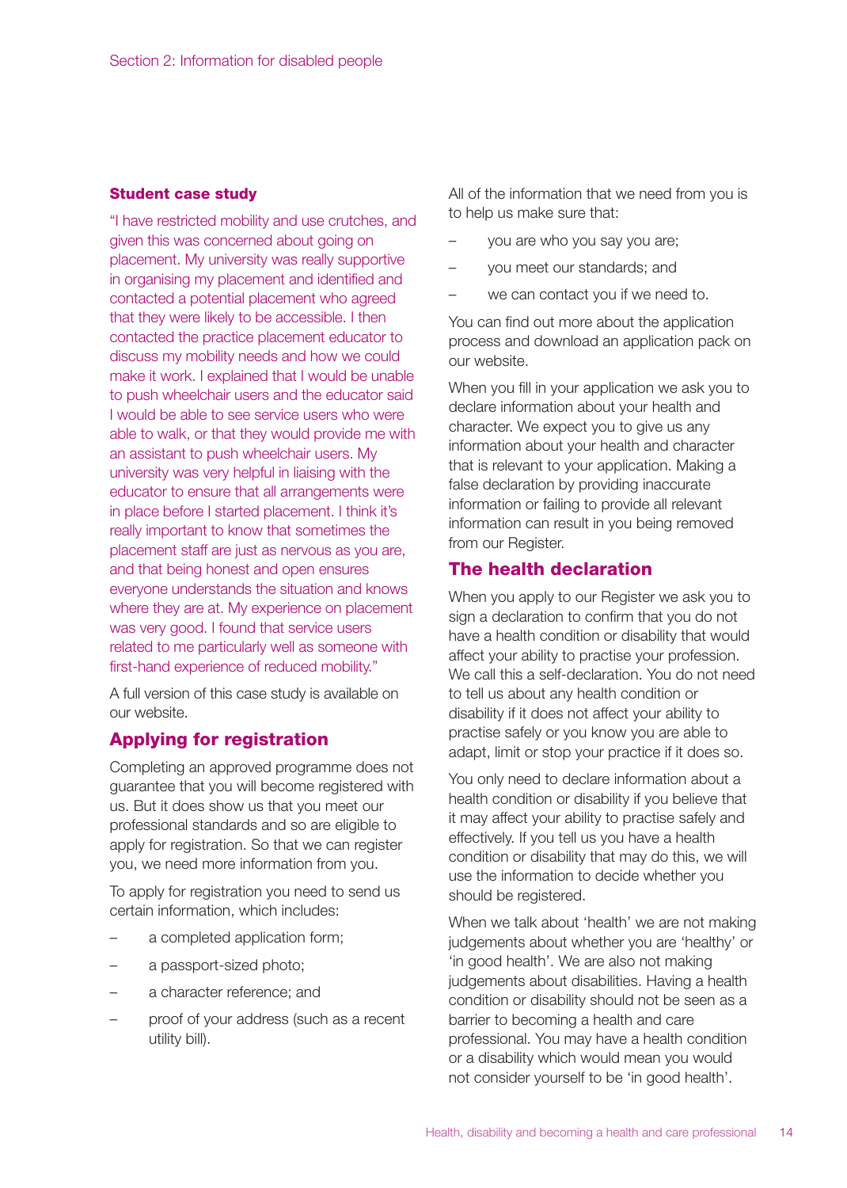### Student case study

"I have restricted mobility and use crutches, and given this was concerned about going on placement. My university was really supportive in organising my placement and identified and contacted a potential placement who agreed that they were likely to be accessible. I then contacted the practice placement educator to discuss my mobility needs and how we could make it work. I explained that I would be unable to push wheelchair users and the educator said I would be able to see service users who were able to walk, or that they would provide me with an assistant to push wheelchair users. My university was very helpful in liaising with the educator to ensure that all arrangements were in place before I started placement. I think it's really important to know that sometimes the placement staff are just as nervous as you are, and that being honest and open ensures everyone understands the situation and knows where they are at. My experience on placement was very good. I found that service users related to me particularly well as someone with first-hand experience of reduced mobility."

A full version of this case study is available on our website.

## Applying for registration

Completing an approved programme does not guarantee that you will become registered with us. But it does show us that you meet our professional standards and so are eligible to apply for registration. So that we can register you, we need more information from you.

To apply for registration you need to send us certain information, which includes:

- a completed application form;
- a passport-sized photo;
- a character reference; and
- proof of your address (such as a recent utility bill).

All of the information that we need from you is to help us make sure that:

- you are who you say you are;
- you meet our standards; and
- we can contact you if we need to.

You can find out more about the application process and download an application pack on our website.

When you fill in your application we ask you to declare information about your health and character. We expect you to give us any information about your health and character that is relevant to your application. Making a false declaration by providing inaccurate information or failing to provide all relevant information can result in you being removed from our Register.

## The health declaration

When you apply to our Register we ask you to sign a declaration to confirm that you do not have a health condition or disability that would affect your ability to practise your profession. We call this a self-declaration. You do not need to tell us about any health condition or disability if it does not affect your ability to practise safely or you know you are able to adapt, limit or stop your practice if it does so.

You only need to declare information about a health condition or disability if you believe that it may affect your ability to practise safely and effectively. If you tell us you have a health condition or disability that may do this, we will use the information to decide whether you should be registered.

When we talk about 'health' we are not making judgements about whether you are 'healthy' or 'in good health'. We are also not making judgements about disabilities. Having a health condition or disability should not be seen as a barrier to becoming a health and care professional. You may have a health condition or a disability which would mean you would not consider yourself to be 'in good health'.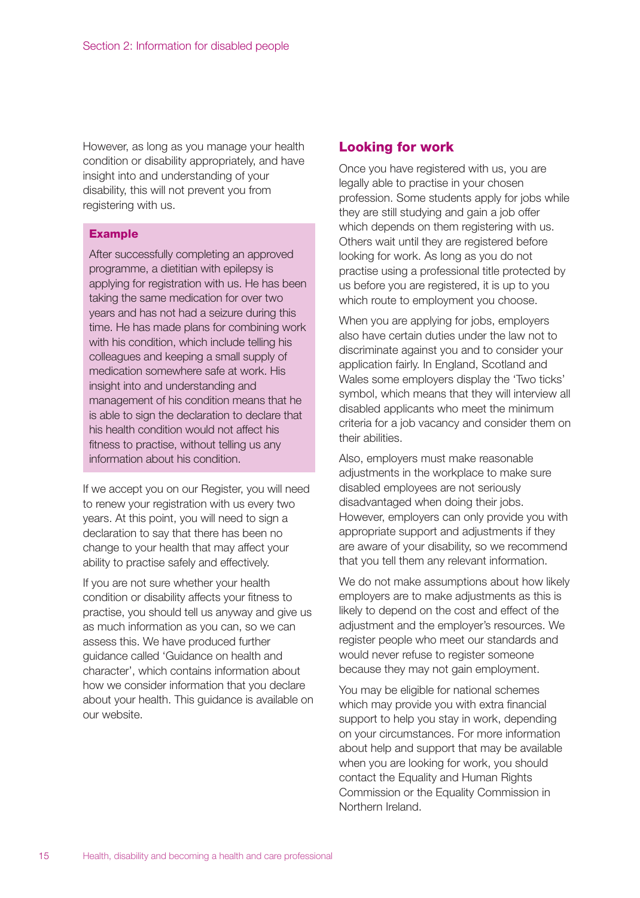However, as long as you manage your health condition or disability appropriately, and have insight into and understanding of your disability, this will not prevent you from registering with us.

> **Example**
>
> After successfully completing an approved programme, a dietitian with epilepsy is applying for registration with us. He has been taking the same medication for over two years and has not had a seizure during this time. He has made plans for combining work with his condition, which include telling his colleagues and keeping a small supply of medication somewhere safe at work. His insight into and understanding and management of his condition means that he is able to sign the declaration to declare that his health condition would not affect his fitness to practise, without telling us any information about his condition.

If we accept you on our Register, you will need to renew your registration with us every two years. At this point, you will need to sign a declaration to say that there has been no change to your health that may affect your ability to practise safely and effectively.

If you are not sure whether your health condition or disability affects your fitness to practise, you should tell us anyway and give us as much information as you can, so we can assess this. We have produced further guidance called 'Guidance on health and character', which contains information about how we consider information that you declare about your health. This guidance is available on our website.

## Looking for work

Once you have registered with us, you are legally able to practise in your chosen profession. Some students apply for jobs while they are still studying and gain a job offer which depends on them registering with us. Others wait until they are registered before looking for work. As long as you do not practise using a professional title protected by us before you are registered, it is up to you which route to employment you choose.

When you are applying for jobs, employers also have certain duties under the law not to discriminate against you and to consider your application fairly. In England, Scotland and Wales some employers display the 'Two ticks' symbol, which means that they will interview all disabled applicants who meet the minimum criteria for a job vacancy and consider them on their abilities.

Also, employers must make reasonable adjustments in the workplace to make sure disabled employees are not seriously disadvantaged when doing their jobs. However, employers can only provide you with appropriate support and adjustments if they are aware of your disability, so we recommend that you tell them any relevant information.

We do not make assumptions about how likely employers are to make adjustments as this is likely to depend on the cost and effect of the adjustment and the employer's resources. We register people who meet our standards and would never refuse to register someone because they may not gain employment.

You may be eligible for national schemes which may provide you with extra financial support to help you stay in work, depending on your circumstances. For more information about help and support that may be available when you are looking for work, you should contact the Equality and Human Rights Commission or the Equality Commission in Northern Ireland.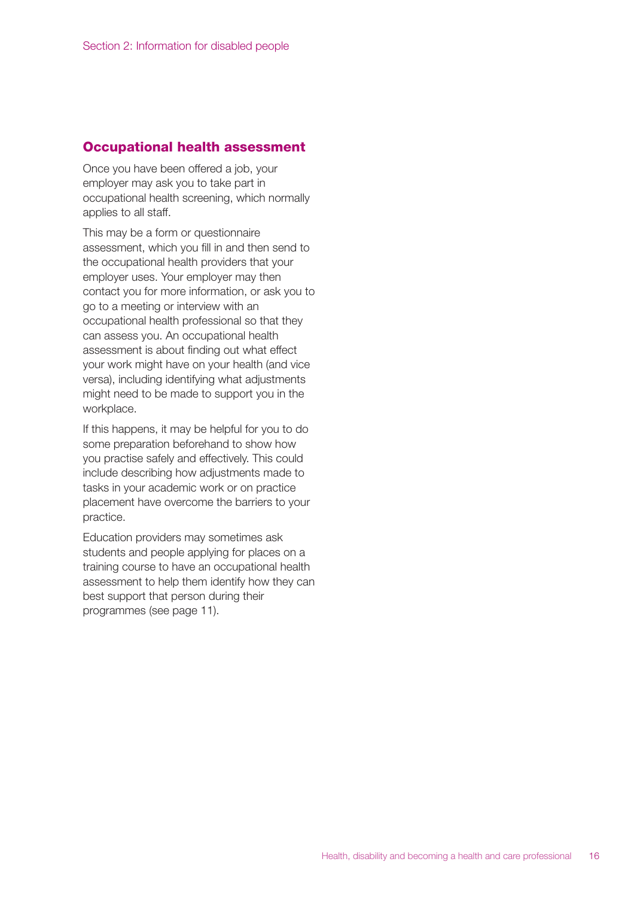## Occupational health assessment

Once you have been offered a job, your employer may ask you to take part in occupational health screening, which normally applies to all staff.

This may be a form or questionnaire assessment, which you fill in and then send to the occupational health providers that your employer uses. Your employer may then contact you for more information, or ask you to go to a meeting or interview with an occupational health professional so that they can assess you. An occupational health assessment is about finding out what effect your work might have on your health (and vice versa), including identifying what adjustments might need to be made to support you in the workplace.

If this happens, it may be helpful for you to do some preparation beforehand to show how you practise safely and effectively. This could include describing how adjustments made to tasks in your academic work or on practice placement have overcome the barriers to your practice.

Education providers may sometimes ask students and people applying for places on a training course to have an occupational health assessment to help them identify how they can best support that person during their programmes (see page 11).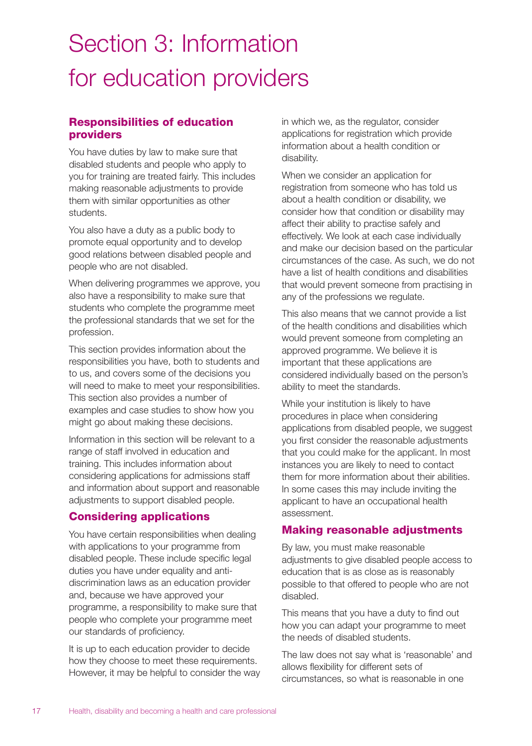# Section 3: Information for education providers

## Responsibilities of education providers

You have duties by law to make sure that disabled students and people who apply to you for training are treated fairly. This includes making reasonable adjustments to provide them with similar opportunities as other students.

You also have a duty as a public body to promote equal opportunity and to develop good relations between disabled people and people who are not disabled.

When delivering programmes we approve, you also have a responsibility to make sure that students who complete the programme meet the professional standards that we set for the profession.

This section provides information about the responsibilities you have, both to students and to us, and covers some of the decisions you will need to make to meet your responsibilities. This section also provides a number of examples and case studies to show how you might go about making these decisions.

Information in this section will be relevant to a range of staff involved in education and training. This includes information about considering applications for admissions staff and information about support and reasonable adjustments to support disabled people.

## Considering applications

You have certain responsibilities when dealing with applications to your programme from disabled people. These include specific legal duties you have under equality and anti-discrimination laws as an education provider and, because we have approved your programme, a responsibility to make sure that people who complete your programme meet our standards of proficiency.

It is up to each education provider to decide how they choose to meet these requirements. However, it may be helpful to consider the way in which we, as the regulator, consider applications for registration which provide information about a health condition or disability.

When we consider an application for registration from someone who has told us about a health condition or disability, we consider how that condition or disability may affect their ability to practise safely and effectively. We look at each case individually and make our decision based on the particular circumstances of the case. As such, we do not have a list of health conditions and disabilities that would prevent someone from practising in any of the professions we regulate.

This also means that we cannot provide a list of the health conditions and disabilities which would prevent someone from completing an approved programme. We believe it is important that these applications are considered individually based on the person's ability to meet the standards.

While your institution is likely to have procedures in place when considering applications from disabled people, we suggest you first consider the reasonable adjustments that you could make for the applicant. In most instances you are likely to need to contact them for more information about their abilities. In some cases this may include inviting the applicant to have an occupational health assessment.

## Making reasonable adjustments

By law, you must make reasonable adjustments to give disabled people access to education that is as close as is reasonably possible to that offered to people who are not disabled.

This means that you have a duty to find out how you can adapt your programme to meet the needs of disabled students.

The law does not say what is 'reasonable' and allows flexibility for different sets of circumstances, so what is reasonable in one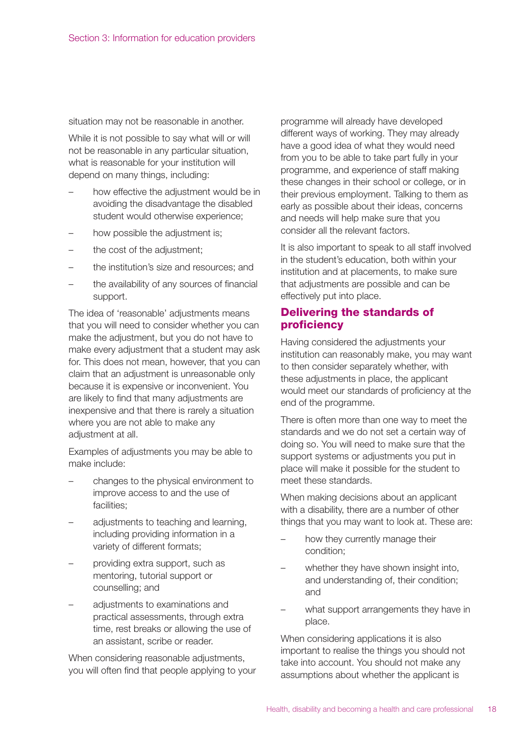situation may not be reasonable in another.

While it is not possible to say what will or will not be reasonable in any particular situation, what is reasonable for your institution will depend on many things, including:

- how effective the adjustment would be in avoiding the disadvantage the disabled student would otherwise experience;
- how possible the adjustment is;
- the cost of the adjustment;
- the institution's size and resources; and
- the availability of any sources of financial support.

The idea of 'reasonable' adjustments means that you will need to consider whether you can make the adjustment, but you do not have to make every adjustment that a student may ask for. This does not mean, however, that you can claim that an adjustment is unreasonable only because it is expensive or inconvenient. You are likely to find that many adjustments are inexpensive and that there is rarely a situation where you are not able to make any adjustment at all.

Examples of adjustments you may be able to make include:

- changes to the physical environment to improve access to and the use of facilities;
- adjustments to teaching and learning, including providing information in a variety of different formats;
- providing extra support, such as mentoring, tutorial support or counselling; and
- adjustments to examinations and practical assessments, through extra time, rest breaks or allowing the use of an assistant, scribe or reader.

When considering reasonable adjustments, you will often find that people applying to your programme will already have developed different ways of working. They may already have a good idea of what they would need from you to be able to take part fully in your programme, and experience of staff making these changes in their school or college, or in their previous employment. Talking to them as early as possible about their ideas, concerns and needs will help make sure that you consider all the relevant factors.

It is also important to speak to all staff involved in the student's education, both within your institution and at placements, to make sure that adjustments are possible and can be effectively put into place.

## Delivering the standards of proficiency

Having considered the adjustments your institution can reasonably make, you may want to then consider separately whether, with these adjustments in place, the applicant would meet our standards of proficiency at the end of the programme.

There is often more than one way to meet the standards and we do not set a certain way of doing so. You will need to make sure that the support systems or adjustments you put in place will make it possible for the student to meet these standards.

When making decisions about an applicant with a disability, there are a number of other things that you may want to look at. These are:

- how they currently manage their condition;
- whether they have shown insight into, and understanding of, their condition; and
- what support arrangements they have in place.

When considering applications it is also important to realise the things you should not take into account. You should not make any assumptions about whether the applicant is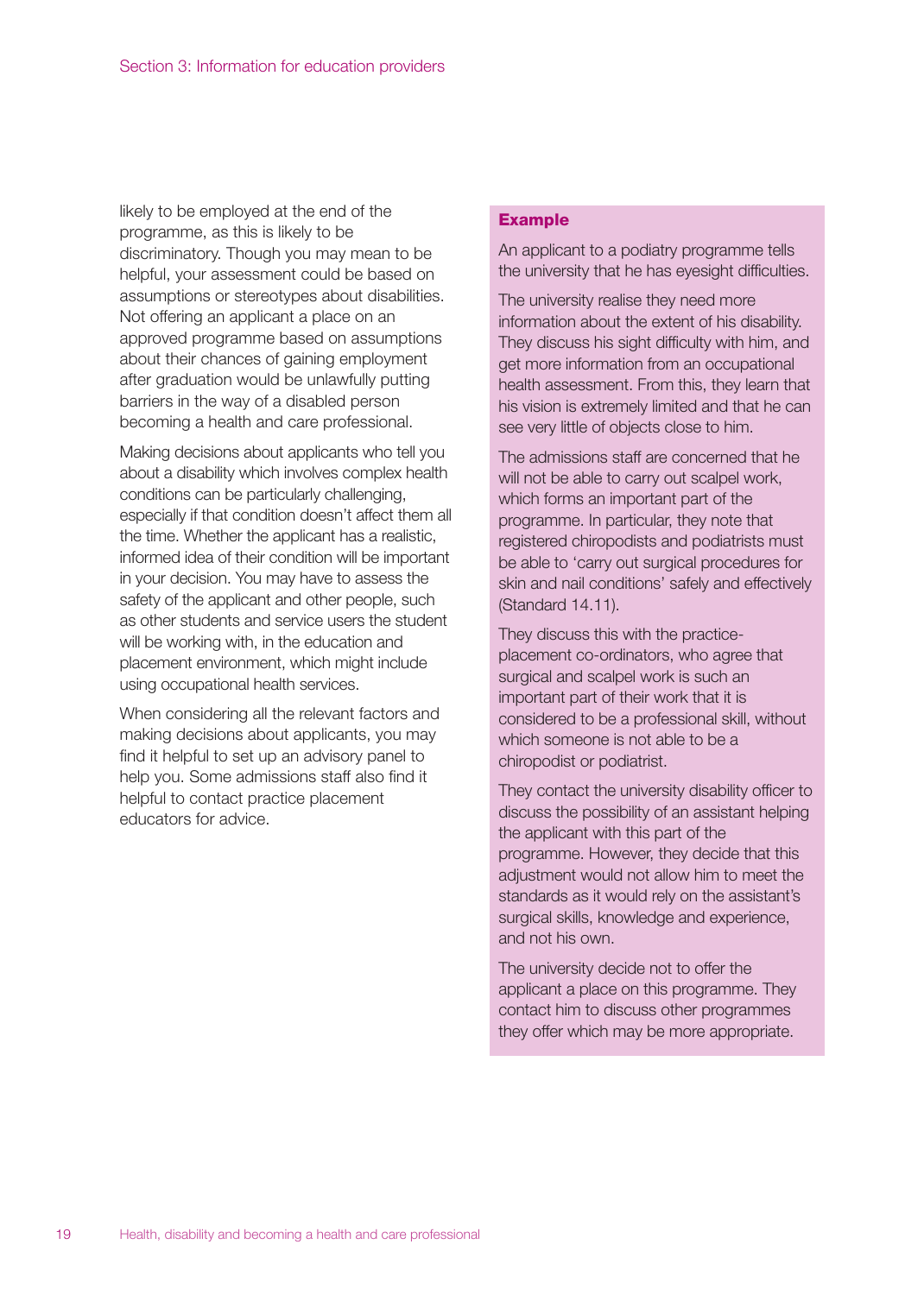likely to be employed at the end of the programme, as this is likely to be discriminatory. Though you may mean to be helpful, your assessment could be based on assumptions or stereotypes about disabilities. Not offering an applicant a place on an approved programme based on assumptions about their chances of gaining employment after graduation would be unlawfully putting barriers in the way of a disabled person becoming a health and care professional.

Making decisions about applicants who tell you about a disability which involves complex health conditions can be particularly challenging, especially if that condition doesn't affect them all the time. Whether the applicant has a realistic, informed idea of their condition will be important in your decision. You may have to assess the safety of the applicant and other people, such as other students and service users the student will be working with, in the education and placement environment, which might include using occupational health services.

When considering all the relevant factors and making decisions about applicants, you may find it helpful to set up an advisory panel to help you. Some admissions staff also find it helpful to contact practice placement educators for advice.

**Example**

An applicant to a podiatry programme tells the university that he has eyesight difficulties.

The university realise they need more information about the extent of his disability. They discuss his sight difficulty with him, and get more information from an occupational health assessment. From this, they learn that his vision is extremely limited and that he can see very little of objects close to him.

The admissions staff are concerned that he will not be able to carry out scalpel work, which forms an important part of the programme. In particular, they note that registered chiropodists and podiatrists must be able to 'carry out surgical procedures for skin and nail conditions' safely and effectively (Standard 14.11).

They discuss this with the practice-placement co-ordinators, who agree that surgical and scalpel work is such an important part of their work that it is considered to be a professional skill, without which someone is not able to be a chiropodist or podiatrist.

They contact the university disability officer to discuss the possibility of an assistant helping the applicant with this part of the programme. However, they decide that this adjustment would not allow him to meet the standards as it would rely on the assistant's surgical skills, knowledge and experience, and not his own.

The university decide not to offer the applicant a place on this programme. They contact him to discuss other programmes they offer which may be more appropriate.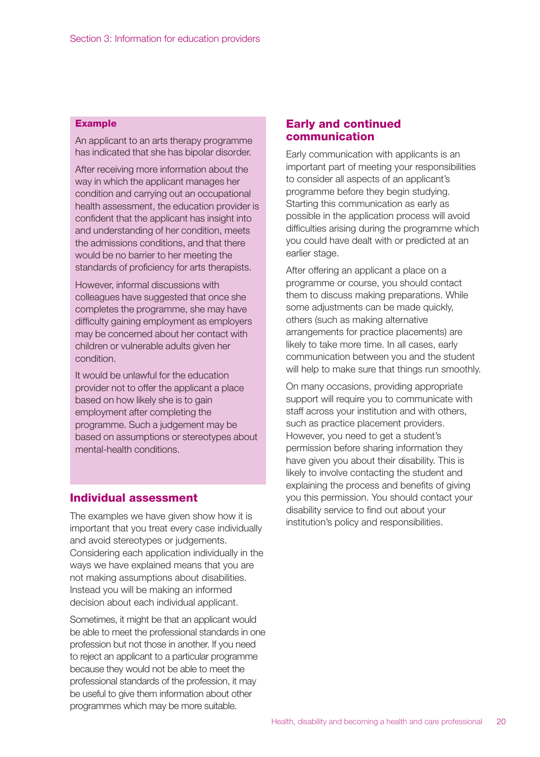**Example**

An applicant to an arts therapy programme has indicated that she has bipolar disorder.

After receiving more information about the way in which the applicant manages her condition and carrying out an occupational health assessment, the education provider is confident that the applicant has insight into and understanding of her condition, meets the admissions conditions, and that there would be no barrier to her meeting the standards of proficiency for arts therapists.

However, informal discussions with colleagues have suggested that once she completes the programme, she may have difficulty gaining employment as employers may be concerned about her contact with children or vulnerable adults given her condition.

It would be unlawful for the education provider not to offer the applicant a place based on how likely she is to gain employment after completing the programme. Such a judgement may be based on assumptions or stereotypes about mental-health conditions.

## Individual assessment

The examples we have given show how it is important that you treat every case individually and avoid stereotypes or judgements. Considering each application individually in the ways we have explained means that you are not making assumptions about disabilities. Instead you will be making an informed decision about each individual applicant.

Sometimes, it might be that an applicant would be able to meet the professional standards in one profession but not those in another. If you need to reject an applicant to a particular programme because they would not be able to meet the professional standards of the profession, it may be useful to give them information about other programmes which may be more suitable.

## Early and continued communication

Early communication with applicants is an important part of meeting your responsibilities to consider all aspects of an applicant's programme before they begin studying. Starting this communication as early as possible in the application process will avoid difficulties arising during the programme which you could have dealt with or predicted at an earlier stage.

After offering an applicant a place on a programme or course, you should contact them to discuss making preparations. While some adjustments can be made quickly, others (such as making alternative arrangements for practice placements) are likely to take more time. In all cases, early communication between you and the student will help to make sure that things run smoothly.

On many occasions, providing appropriate support will require you to communicate with staff across your institution and with others, such as practice placement providers. However, you need to get a student's permission before sharing information they have given you about their disability. This is likely to involve contacting the student and explaining the process and benefits of giving you this permission. You should contact your disability service to find out about your institution's policy and responsibilities.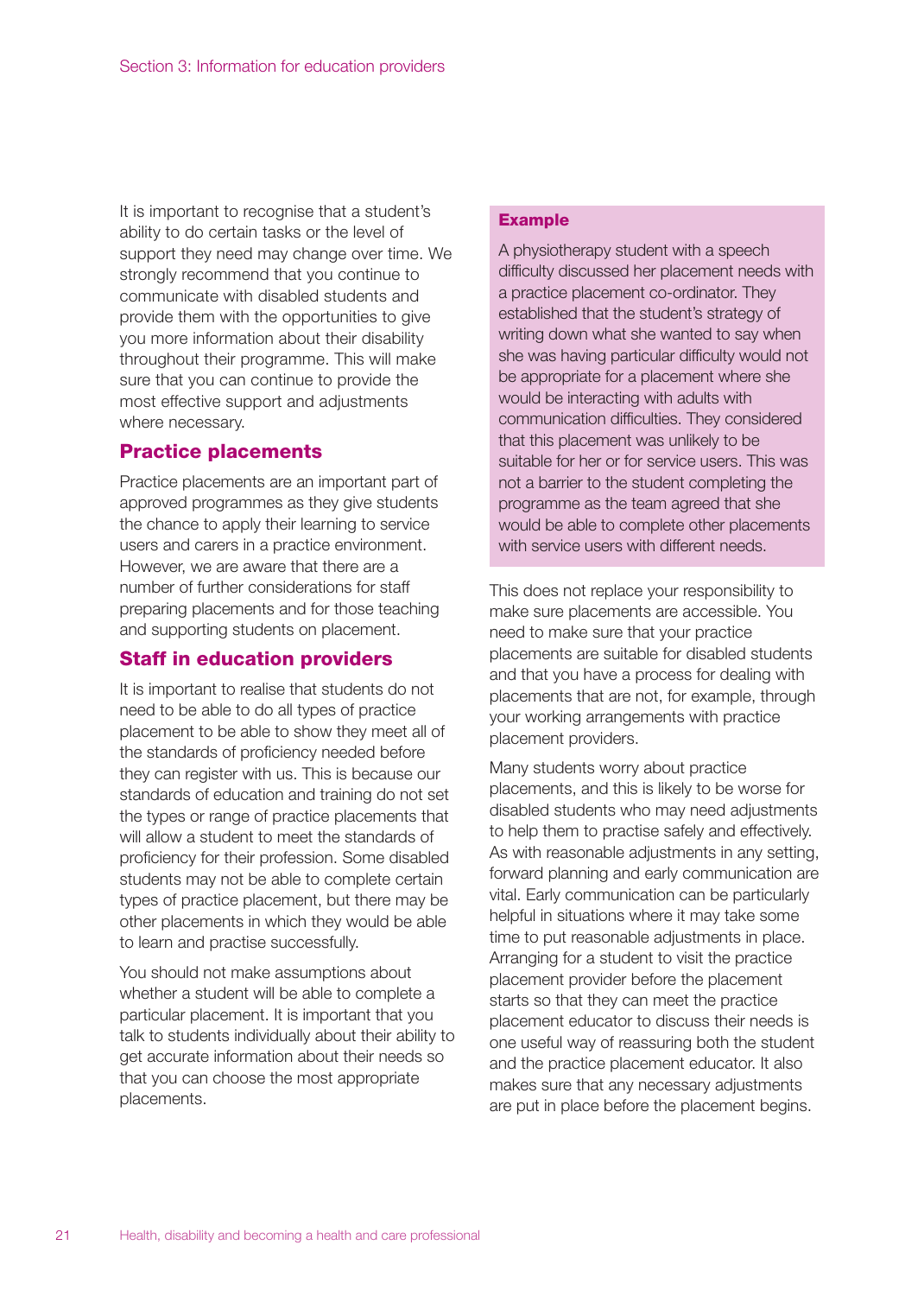It is important to recognise that a student's ability to do certain tasks or the level of support they need may change over time. We strongly recommend that you continue to communicate with disabled students and provide them with the opportunities to give you more information about their disability throughout their programme. This will make sure that you can continue to provide the most effective support and adjustments where necessary.

## Practice placements

Practice placements are an important part of approved programmes as they give students the chance to apply their learning to service users and carers in a practice environment. However, we are aware that there are a number of further considerations for staff preparing placements and for those teaching and supporting students on placement.

## Staff in education providers

It is important to realise that students do not need to be able to do all types of practice placement to be able to show they meet all of the standards of proficiency needed before they can register with us. This is because our standards of education and training do not set the types or range of practice placements that will allow a student to meet the standards of proficiency for their profession. Some disabled students may not be able to complete certain types of practice placement, but there may be other placements in which they would be able to learn and practise successfully.

You should not make assumptions about whether a student will be able to complete a particular placement. It is important that you talk to students individually about their ability to get accurate information about their needs so that you can choose the most appropriate placements.

> **Example**
>
> A physiotherapy student with a speech difficulty discussed her placement needs with a practice placement co-ordinator. They established that the student's strategy of writing down what she wanted to say when she was having particular difficulty would not be appropriate for a placement where she would be interacting with adults with communication difficulties. They considered that this placement was unlikely to be suitable for her or for service users. This was not a barrier to the student completing the programme as the team agreed that she would be able to complete other placements with service users with different needs.

This does not replace your responsibility to make sure placements are accessible. You need to make sure that your practice placements are suitable for disabled students and that you have a process for dealing with placements that are not, for example, through your working arrangements with practice placement providers.

Many students worry about practice placements, and this is likely to be worse for disabled students who may need adjustments to help them to practise safely and effectively. As with reasonable adjustments in any setting, forward planning and early communication are vital. Early communication can be particularly helpful in situations where it may take some time to put reasonable adjustments in place. Arranging for a student to visit the practice placement provider before the placement starts so that they can meet the practice placement educator to discuss their needs is one useful way of reassuring both the student and the practice placement educator. It also makes sure that any necessary adjustments are put in place before the placement begins.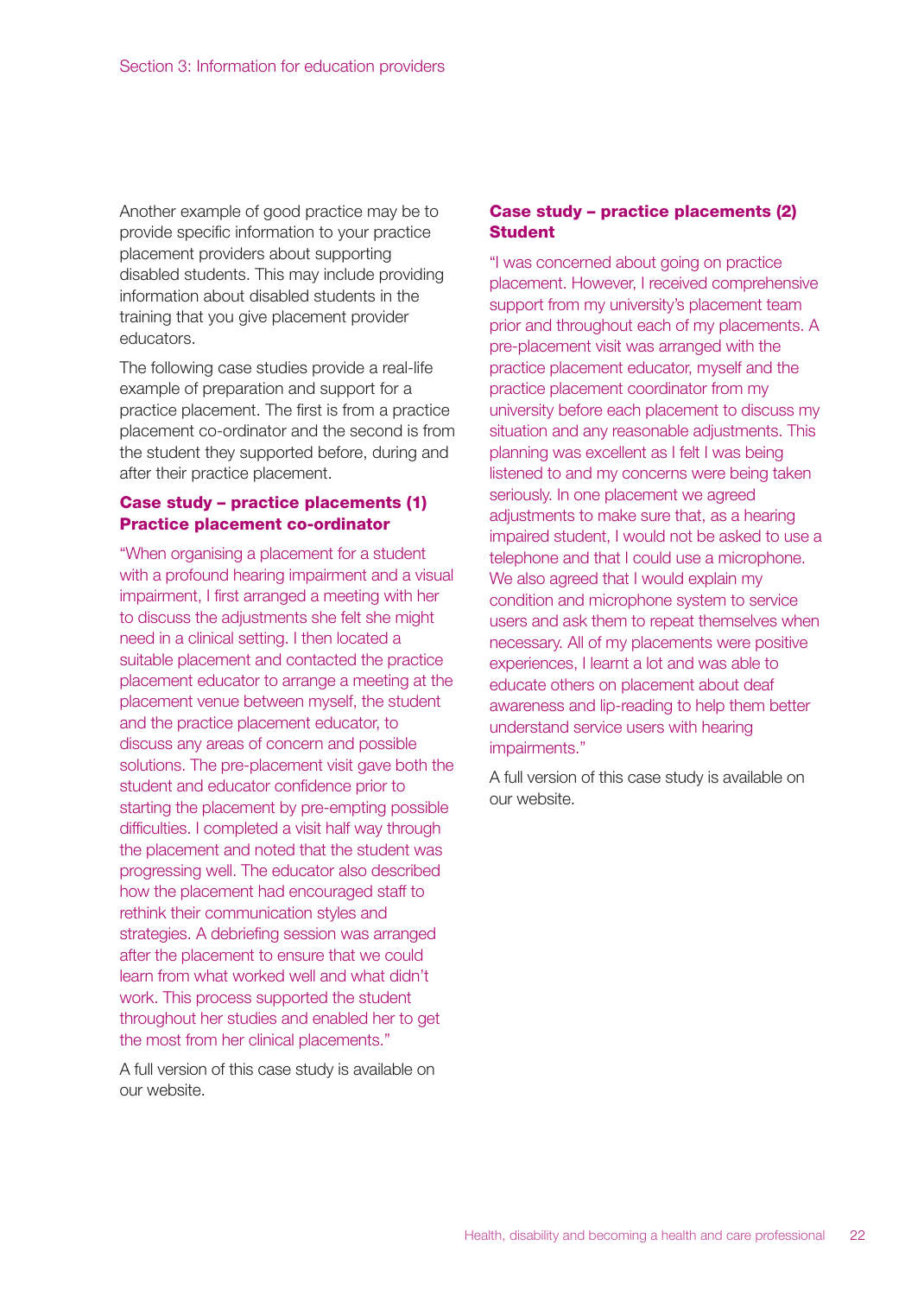Another example of good practice may be to provide specific information to your practice placement providers about supporting disabled students. This may include providing information about disabled students in the training that you give placement provider educators.

The following case studies provide a real-life example of preparation and support for a practice placement. The first is from a practice placement co-ordinator and the second is from the student they supported before, during and after their practice placement.

### Case study – practice placements (1) Practice placement co-ordinator

"When organising a placement for a student with a profound hearing impairment and a visual impairment, I first arranged a meeting with her to discuss the adjustments she felt she might need in a clinical setting. I then located a suitable placement and contacted the practice placement educator to arrange a meeting at the placement venue between myself, the student and the practice placement educator, to discuss any areas of concern and possible solutions. The pre-placement visit gave both the student and educator confidence prior to starting the placement by pre-empting possible difficulties. I completed a visit half way through the placement and noted that the student was progressing well. The educator also described how the placement had encouraged staff to rethink their communication styles and strategies. A debriefing session was arranged after the placement to ensure that we could learn from what worked well and what didn't work. This process supported the student throughout her studies and enabled her to get the most from her clinical placements."

A full version of this case study is available on our website.

### Case study – practice placements (2) Student

"I was concerned about going on practice placement. However, I received comprehensive support from my university's placement team prior and throughout each of my placements. A pre-placement visit was arranged with the practice placement educator, myself and the practice placement coordinator from my university before each placement to discuss my situation and any reasonable adjustments. This planning was excellent as I felt I was being listened to and my concerns were being taken seriously. In one placement we agreed adjustments to make sure that, as a hearing impaired student, I would not be asked to use a telephone and that I could use a microphone. We also agreed that I would explain my condition and microphone system to service users and ask them to repeat themselves when necessary. All of my placements were positive experiences, I learnt a lot and was able to educate others on placement about deaf awareness and lip-reading to help them better understand service users with hearing impairments."

A full version of this case study is available on our website.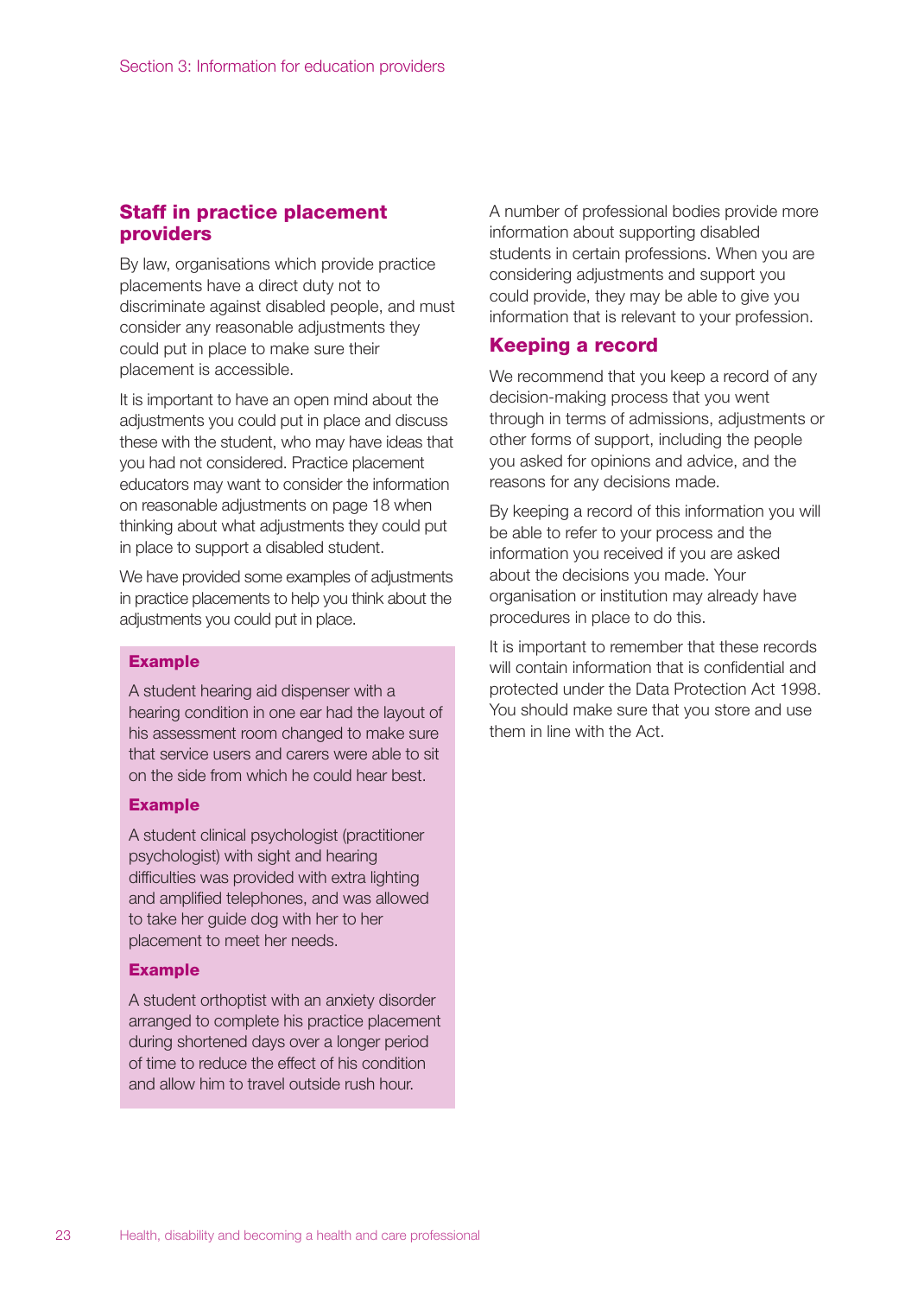## Staff in practice placement providers

By law, organisations which provide practice placements have a direct duty not to discriminate against disabled people, and must consider any reasonable adjustments they could put in place to make sure their placement is accessible.

It is important to have an open mind about the adjustments you could put in place and discuss these with the student, who may have ideas that you had not considered. Practice placement educators may want to consider the information on reasonable adjustments on page 18 when thinking about what adjustments they could put in place to support a disabled student.

We have provided some examples of adjustments in practice placements to help you think about the adjustments you could put in place.

**Example**

A student hearing aid dispenser with a hearing condition in one ear had the layout of his assessment room changed to make sure that service users and carers were able to sit on the side from which he could hear best.

**Example**

A student clinical psychologist (practitioner psychologist) with sight and hearing difficulties was provided with extra lighting and amplified telephones, and was allowed to take her guide dog with her to her placement to meet her needs.

**Example**

A student orthoptist with an anxiety disorder arranged to complete his practice placement during shortened days over a longer period of time to reduce the effect of his condition and allow him to travel outside rush hour.

A number of professional bodies provide more information about supporting disabled students in certain professions. When you are considering adjustments and support you could provide, they may be able to give you information that is relevant to your profession.

## Keeping a record

We recommend that you keep a record of any decision-making process that you went through in terms of admissions, adjustments or other forms of support, including the people you asked for opinions and advice, and the reasons for any decisions made.

By keeping a record of this information you will be able to refer to your process and the information you received if you are asked about the decisions you made. Your organisation or institution may already have procedures in place to do this.

It is important to remember that these records will contain information that is confidential and protected under the Data Protection Act 1998. You should make sure that you store and use them in line with the Act.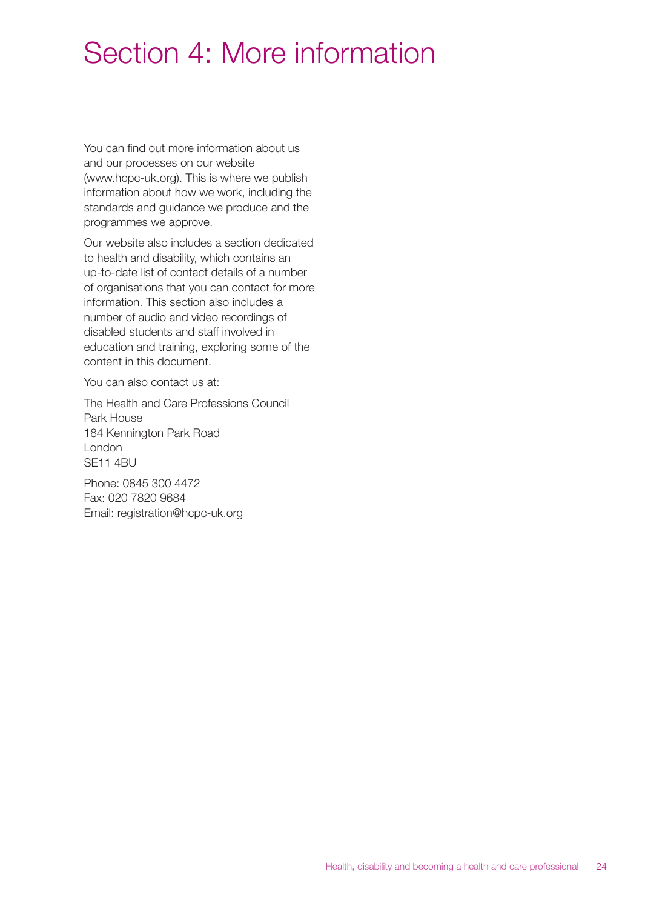# Section 4: More information

You can find out more information about us and our processes on our website (www.hcpc-uk.org). This is where we publish information about how we work, including the standards and guidance we produce and the programmes we approve.

Our website also includes a section dedicated to health and disability, which contains an up-to-date list of contact details of a number of organisations that you can contact for more information. This section also includes a number of audio and video recordings of disabled students and staff involved in education and training, exploring some of the content in this document.

You can also contact us at:

The Health and Care Professions Council
Park House
184 Kennington Park Road
London
SE11 4BU

Phone: 0845 300 4472
Fax: 020 7820 9684
Email: registration@hcpc-uk.org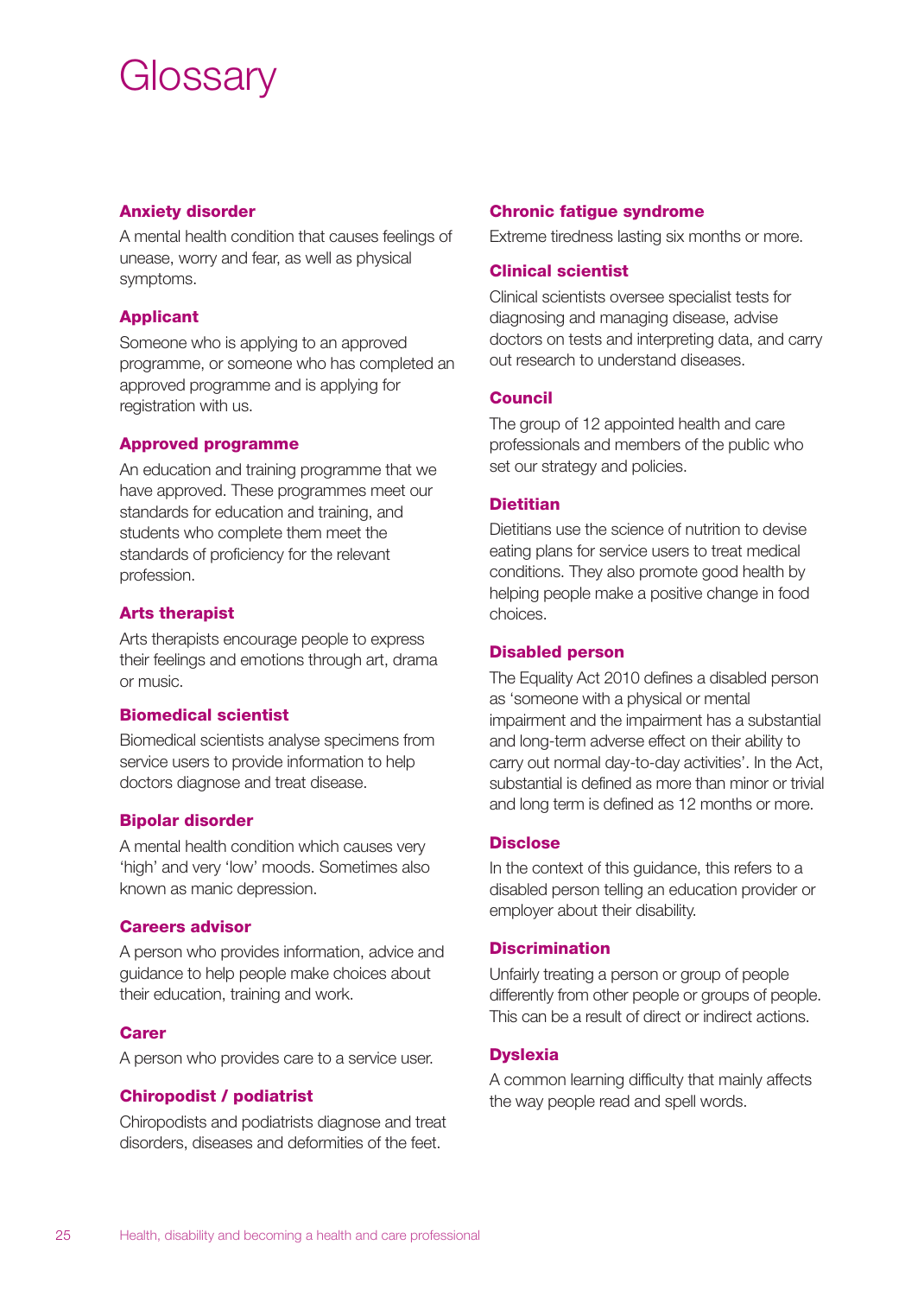# Glossary

### Anxiety disorder

A mental health condition that causes feelings of unease, worry and fear, as well as physical symptoms.

### Applicant

Someone who is applying to an approved programme, or someone who has completed an approved programme and is applying for registration with us.

### Approved programme

An education and training programme that we have approved. These programmes meet our standards for education and training, and students who complete them meet the standards of proficiency for the relevant profession.

### Arts therapist

Arts therapists encourage people to express their feelings and emotions through art, drama or music.

### Biomedical scientist

Biomedical scientists analyse specimens from service users to provide information to help doctors diagnose and treat disease.

### Bipolar disorder

A mental health condition which causes very 'high' and very 'low' moods. Sometimes also known as manic depression.

### Careers advisor

A person who provides information, advice and guidance to help people make choices about their education, training and work.

### Carer

A person who provides care to a service user.

### Chiropodist / podiatrist

Chiropodists and podiatrists diagnose and treat disorders, diseases and deformities of the feet.

### Chronic fatigue syndrome

Extreme tiredness lasting six months or more.

### Clinical scientist

Clinical scientists oversee specialist tests for diagnosing and managing disease, advise doctors on tests and interpreting data, and carry out research to understand diseases.

### Council

The group of 12 appointed health and care professionals and members of the public who set our strategy and policies.

### Dietitian

Dietitians use the science of nutrition to devise eating plans for service users to treat medical conditions. They also promote good health by helping people make a positive change in food choices.

### Disabled person

The Equality Act 2010 defines a disabled person as 'someone with a physical or mental impairment and the impairment has a substantial and long-term adverse effect on their ability to carry out normal day-to-day activities'. In the Act, substantial is defined as more than minor or trivial and long term is defined as 12 months or more.

### Disclose

In the context of this guidance, this refers to a disabled person telling an education provider or employer about their disability.

### Discrimination

Unfairly treating a person or group of people differently from other people or groups of people. This can be a result of direct or indirect actions.

### Dyslexia

A common learning difficulty that mainly affects the way people read and spell words.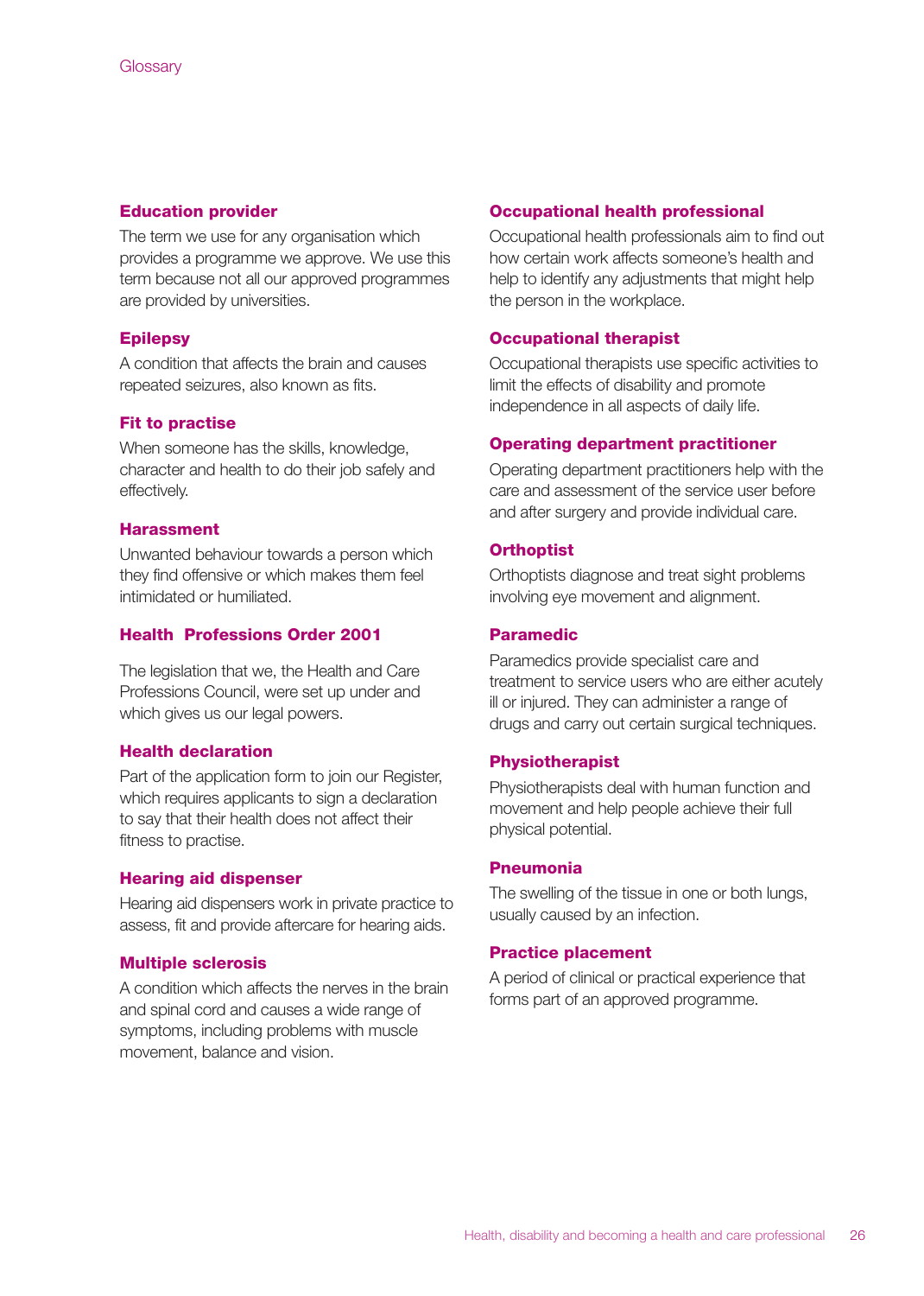### Education provider

The term we use for any organisation which provides a programme we approve. We use this term because not all our approved programmes are provided by universities.

### Epilepsy

A condition that affects the brain and causes repeated seizures, also known as fits.

### Fit to practise

When someone has the skills, knowledge, character and health to do their job safely and effectively.

### Harassment

Unwanted behaviour towards a person which they find offensive or which makes them feel intimidated or humiliated.

### Health Professions Order 2001

The legislation that we, the Health and Care Professions Council, were set up under and which gives us our legal powers.

### Health declaration

Part of the application form to join our Register, which requires applicants to sign a declaration to say that their health does not affect their fitness to practise.

### Hearing aid dispenser

Hearing aid dispensers work in private practice to assess, fit and provide aftercare for hearing aids.

### Multiple sclerosis

A condition which affects the nerves in the brain and spinal cord and causes a wide range of symptoms, including problems with muscle movement, balance and vision.

### Occupational health professional

Occupational health professionals aim to find out how certain work affects someone's health and help to identify any adjustments that might help the person in the workplace.

### Occupational therapist

Occupational therapists use specific activities to limit the effects of disability and promote independence in all aspects of daily life.

### Operating department practitioner

Operating department practitioners help with the care and assessment of the service user before and after surgery and provide individual care.

### Orthoptist

Orthoptists diagnose and treat sight problems involving eye movement and alignment.

### Paramedic

Paramedics provide specialist care and treatment to service users who are either acutely ill or injured. They can administer a range of drugs and carry out certain surgical techniques.

### Physiotherapist

Physiotherapists deal with human function and movement and help people achieve their full physical potential.

### Pneumonia

The swelling of the tissue in one or both lungs, usually caused by an infection.

### Practice placement

A period of clinical or practical experience that forms part of an approved programme.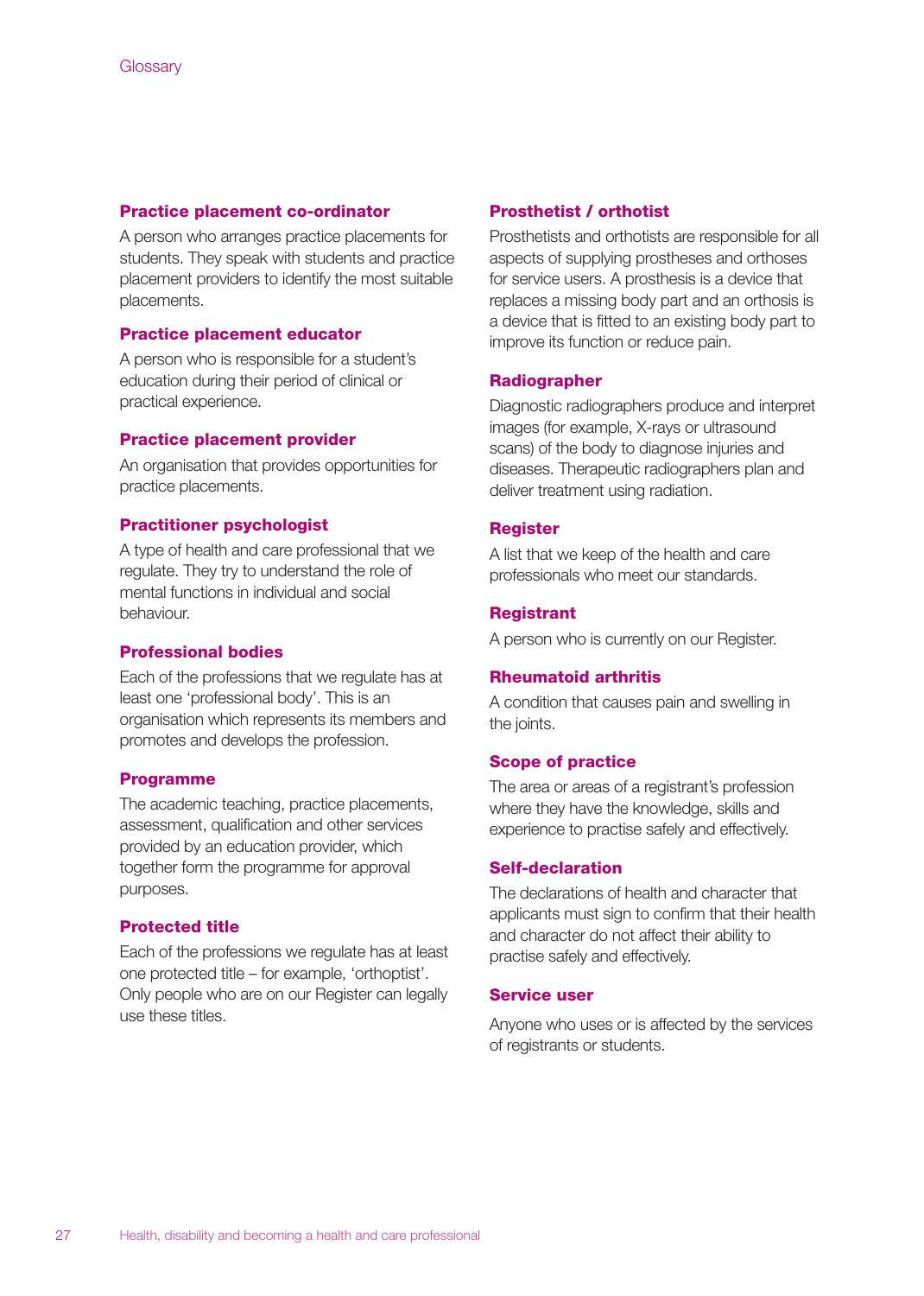### Practice placement co-ordinator

A person who arranges practice placements for students. They speak with students and practice placement providers to identify the most suitable placements.

### Practice placement educator

A person who is responsible for a student's education during their period of clinical or practical experience.

### Practice placement provider

An organisation that provides opportunities for practice placements.

### Practitioner psychologist

A type of health and care professional that we regulate. They try to understand the role of mental functions in individual and social behaviour.

### Professional bodies

Each of the professions that we regulate has at least one 'professional body'. This is an organisation which represents its members and promotes and develops the profession.

### Programme

The academic teaching, practice placements, assessment, qualification and other services provided by an education provider, which together form the programme for approval purposes.

### Protected title

Each of the professions we regulate has at least one protected title – for example, 'orthoptist'. Only people who are on our Register can legally use these titles.

### Prosthetist / orthotist

Prosthetists and orthotists are responsible for all aspects of supplying prostheses and orthoses for service users. A prosthesis is a device that replaces a missing body part and an orthosis is a device that is fitted to an existing body part to improve its function or reduce pain.

### Radiographer

Diagnostic radiographers produce and interpret images (for example, X-rays or ultrasound scans) of the body to diagnose injuries and diseases. Therapeutic radiographers plan and deliver treatment using radiation.

### Register

A list that we keep of the health and care professionals who meet our standards.

### Registrant

A person who is currently on our Register.

### Rheumatoid arthritis

A condition that causes pain and swelling in the joints.

### Scope of practice

The area or areas of a registrant's profession where they have the knowledge, skills and experience to practise safely and effectively.

### Self-declaration

The declarations of health and character that applicants must sign to confirm that their health and character do not affect their ability to practise safely and effectively.

### Service user

Anyone who uses or is affected by the services of registrants or students.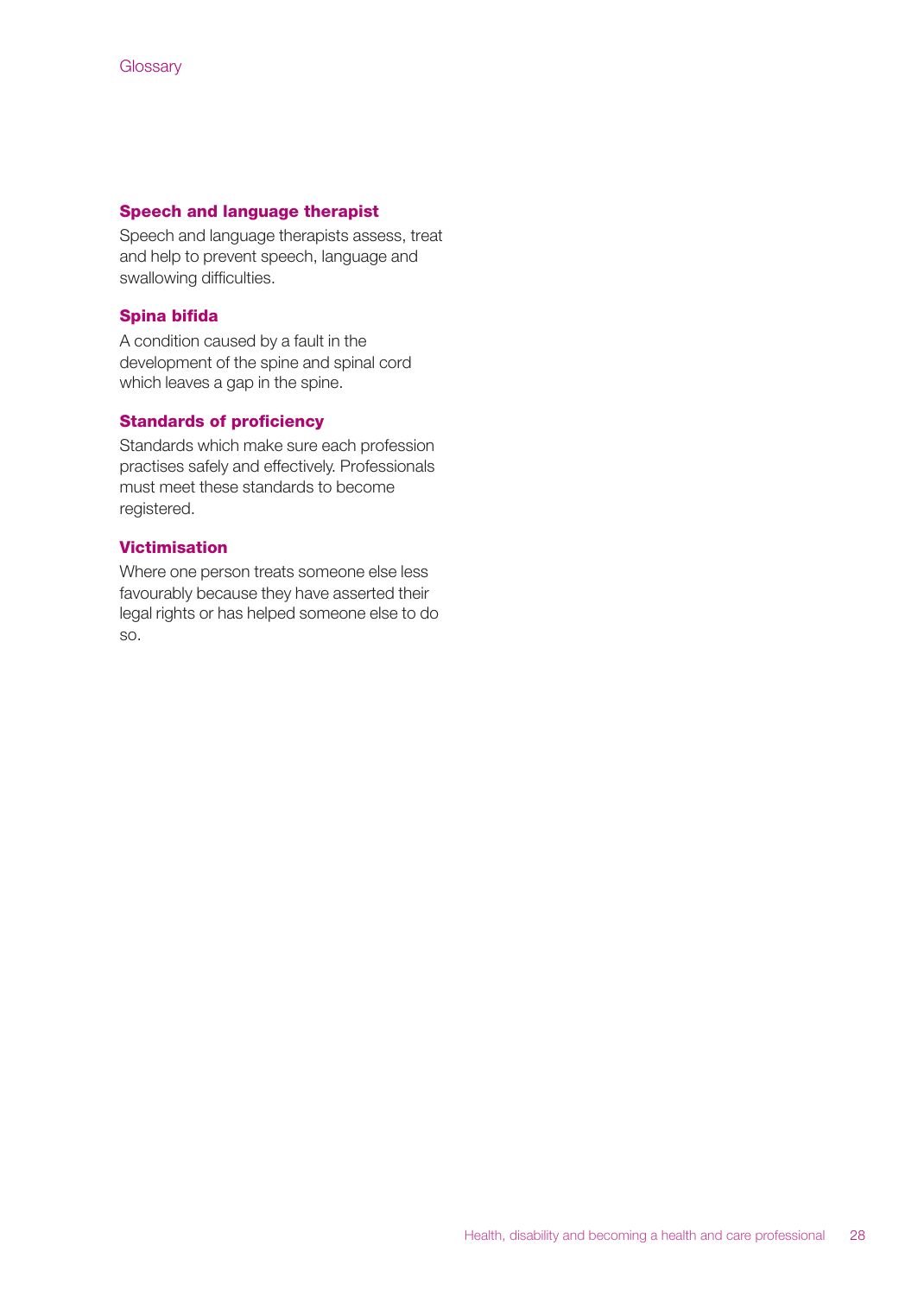### Speech and language therapist

Speech and language therapists assess, treat and help to prevent speech, language and swallowing difficulties.

### Spina bifida

A condition caused by a fault in the development of the spine and spinal cord which leaves a gap in the spine.

### Standards of proficiency

Standards which make sure each profession practises safely and effectively. Professionals must meet these standards to become registered.

### Victimisation

Where one person treats someone else less favourably because they have asserted their legal rights or has helped someone else to do so.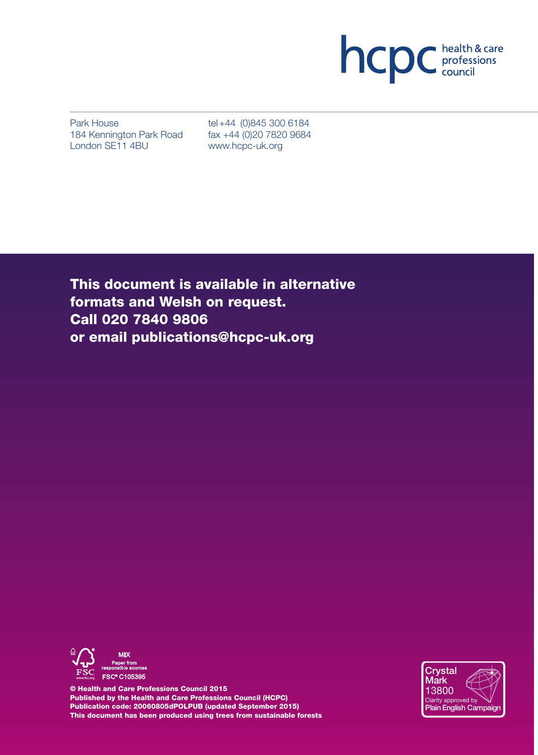hcpc health & care professions council

Park House
184 Kennington Park Road
London SE11 4BU

tel +44 (0)845 300 6184
fax +44 (0)20 7820 9684
www.hcpc-uk.org

**This document is available in alternative formats and Welsh on request.**
**Call 020 7840 9806**
**or email publications@hcpc-uk.org**

MIX
Paper from responsible sources
FSC® C105395

**© Health and Care Professions Council 2015**
**Published by the Health and Care Professions Council (HCPC)**
**Publication code: 20060805dPOLPUB (updated September 2015)**
**This document has been produced using trees from sustainable forests**

Crystal Mark 13800
Clarity approved by Plain English Campaign